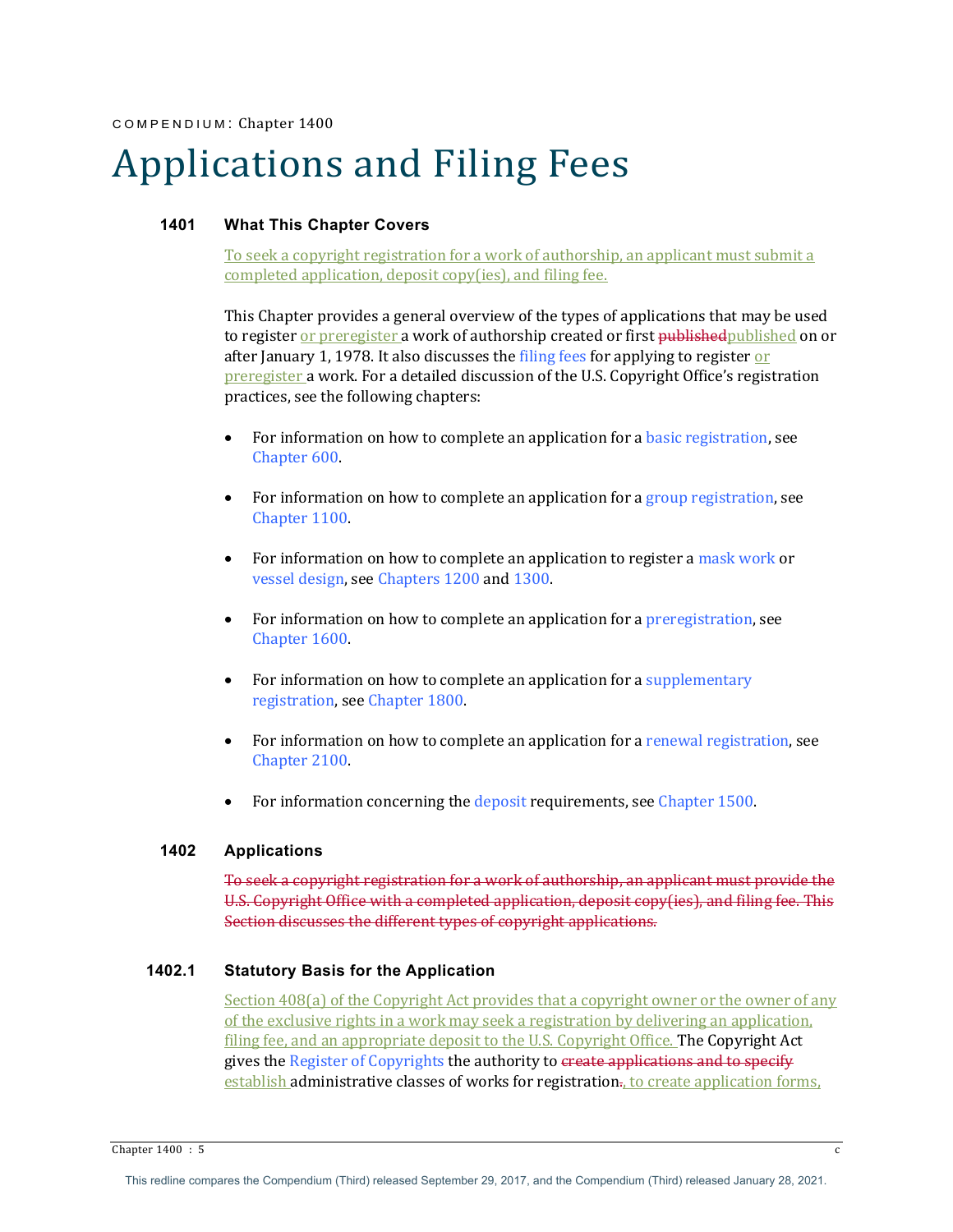COMPENDIUM: Chapter 1400

# Applications and Filing Fees

## 1401 What This Chapter Covers

To seek a copyright registration for a work of authorship, an applicant must submit a completed application, deposit copy(ies), and filing fee.

This Chapter provides a general overview of the types of applications that may be used to register or preregister a work of authorship created or first ~~published~~published on or after January 1, 1978. It also discusses the filing fees for applying to register or preregister a work. For a detailed discussion of the U.S. Copyright Office's registration practices, see the following chapters:

- For information on how to complete an application for a basic registration, see Chapter 600.
- For information on how to complete an application for a group registration, see Chapter 1100.
- For information on how to complete an application to register a mask work or vessel design, see Chapters 1200 and 1300.
- For information on how to complete an application for a preregistration, see Chapter 1600.
- For information on how to complete an application for a supplementary registration, see Chapter 1800.
- For information on how to complete an application for a renewal registration, see Chapter 2100.
- For information concerning the deposit requirements, see Chapter 1500.

## 1402 Applications

~~To seek a copyright registration for a work of authorship, an applicant must provide the U.S. Copyright Office with a completed application, deposit copy(ies), and filing fee. This Section discusses the different types of copyright applications.~~

### 1402.1 Statutory Basis for the Application

Section 408(a) of the Copyright Act provides that a copyright owner or the owner of any of the exclusive rights in a work may seek a registration by delivering an application, filing fee, and an appropriate deposit to the U.S. Copyright Office. The Copyright Act gives the Register of Copyrights the authority to ~~create applications and to specify~~ establish administrative classes of works for registration~~.~~, to create application forms,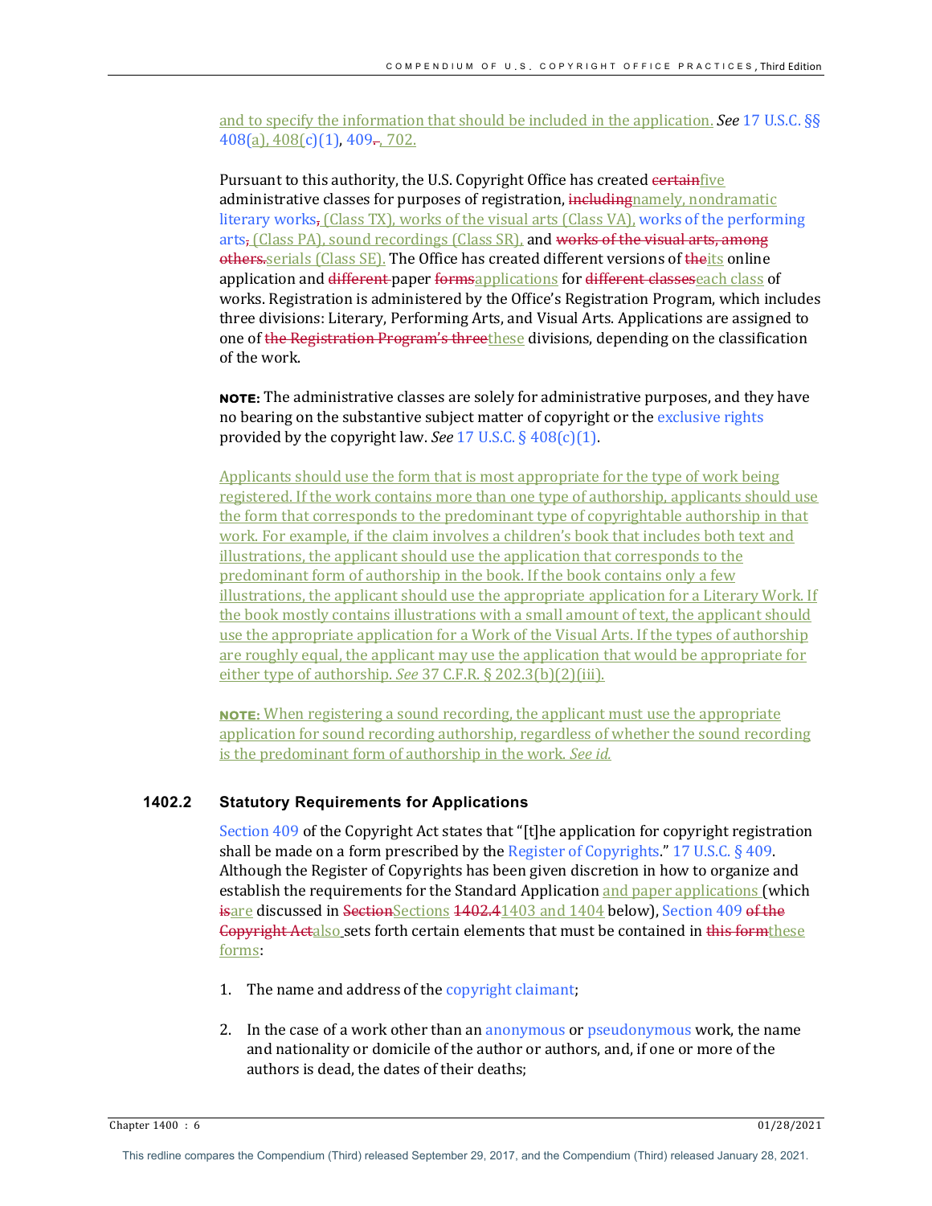and to specify the information that should be included in the application. *See* 17 U.S.C. §§ 408(a), 408(c)(1), 409~~.~~, 702.

Pursuant to this authority, the U.S. Copyright Office has created ~~certain~~five administrative classes for purposes of registration, ~~including~~namely, nondramatic literary works~~,~~ (Class TX), works of the visual arts (Class VA), works of the performing arts~~,~~ (Class PA), sound recordings (Class SR), and ~~works of the visual arts, among others.~~serials (Class SE). The Office has created different versions of ~~the~~its online application and ~~different~~ paper ~~forms~~applications for ~~different classes~~each class of works. Registration is administered by the Office's Registration Program, which includes three divisions: Literary, Performing Arts, and Visual Arts. Applications are assigned to one of ~~the Registration Program's three~~these divisions, depending on the classification of the work.

**NOTE:** The administrative classes are solely for administrative purposes, and they have no bearing on the substantive subject matter of copyright or the exclusive rights provided by the copyright law. *See* 17 U.S.C. § 408(c)(1).

Applicants should use the form that is most appropriate for the type of work being registered. If the work contains more than one type of authorship, applicants should use the form that corresponds to the predominant type of copyrightable authorship in that work. For example, if the claim involves a children's book that includes both text and illustrations, the applicant should use the application that corresponds to the predominant form of authorship in the book. If the book contains only a few illustrations, the applicant should use the appropriate application for a Literary Work. If the book mostly contains illustrations with a small amount of text, the applicant should use the appropriate application for a Work of the Visual Arts. If the types of authorship are roughly equal, the applicant may use the application that would be appropriate for either type of authorship. *See* 37 C.F.R. § 202.3(b)(2)(iii).

**NOTE:** When registering a sound recording, the applicant must use the appropriate application for sound recording authorship, regardless of whether the sound recording is the predominant form of authorship in the work. *See id.*

### 1402.2 Statutory Requirements for Applications

Section 409 of the Copyright Act states that "[t]he application for copyright registration shall be made on a form prescribed by the Register of Copyrights." 17 U.S.C. § 409. Although the Register of Copyrights has been given discretion in how to organize and establish the requirements for the Standard Application and paper applications (which ~~is~~are discussed in ~~Section~~Sections ~~1402.4~~1403 and 1404 below), Section 409 ~~of the Copyright Act~~also sets forth certain elements that must be contained in ~~this form~~these forms:

1. The name and address of the copyright claimant;

2. In the case of a work other than an anonymous or pseudonymous work, the name and nationality or domicile of the author or authors, and, if one or more of the authors is dead, the dates of their deaths;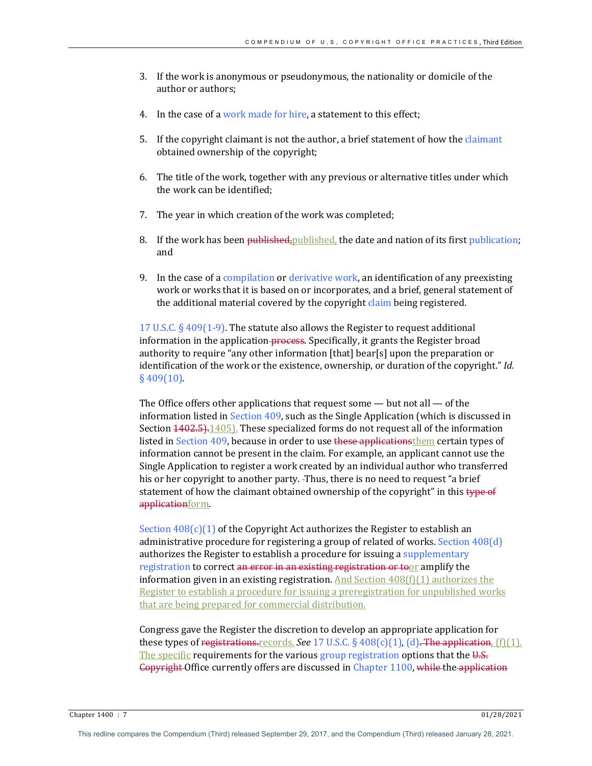3. If the work is anonymous or pseudonymous, the nationality or domicile of the author or authors;

4. In the case of a work made for hire, a statement to this effect;

5. If the copyright claimant is not the author, a brief statement of how the claimant obtained ownership of the copyright;

6. The title of the work, together with any previous or alternative titles under which the work can be identified;

7. The year in which creation of the work was completed;

8. If the work has been ~~published,~~published, the date and nation of its first publication; and

9. In the case of a compilation or derivative work, an identification of any preexisting work or works that it is based on or incorporates, and a brief, general statement of the additional material covered by the copyright claim being registered.

17 U.S.C. § 409(1-9). The statute also allows the Register to request additional information in the application ~~process~~. Specifically, it grants the Register broad authority to require "any other information [that] bear[s] upon the preparation or identification of the work or the existence, ownership, or duration of the copyright." *Id.* § 409(10).

The Office offers other applications that request some — but not all — of the information listed in Section 409, such as the Single Application (which is discussed in Section ~~1402.5).~~1405). These specialized forms do not request all of the information listed in Section 409, because in order to use ~~these applications~~them certain types of information cannot be present in the claim. For example, an applicant cannot use the Single Application to register a work created by an individual author who transferred his or her copyright to another party. Thus, there is no need to request "a brief statement of how the claimant obtained ownership of the copyright" in this ~~type of application~~form.

Section 408(c)(1) of the Copyright Act authorizes the Register to establish an administrative procedure for registering a group of related of works. Section 408(d) authorizes the Register to establish a procedure for issuing a supplementary registration to correct ~~an error in an existing registration or to~~or amplify the information given in an existing registration. And Section 408(f)(1) authorizes the Register to establish a procedure for issuing a preregistration for unpublished works that are being prepared for commercial distribution.

Congress gave the Register the discretion to develop an appropriate application for these types of ~~registrations.~~records. *See* 17 U.S.C. § 408(c)(1), (d)~~. The application~~, (f)(1). The specific requirements for the various group registration options that the ~~U.S. Copyright~~ Office currently offers are discussed in Chapter 1100, ~~while~~ the ~~application~~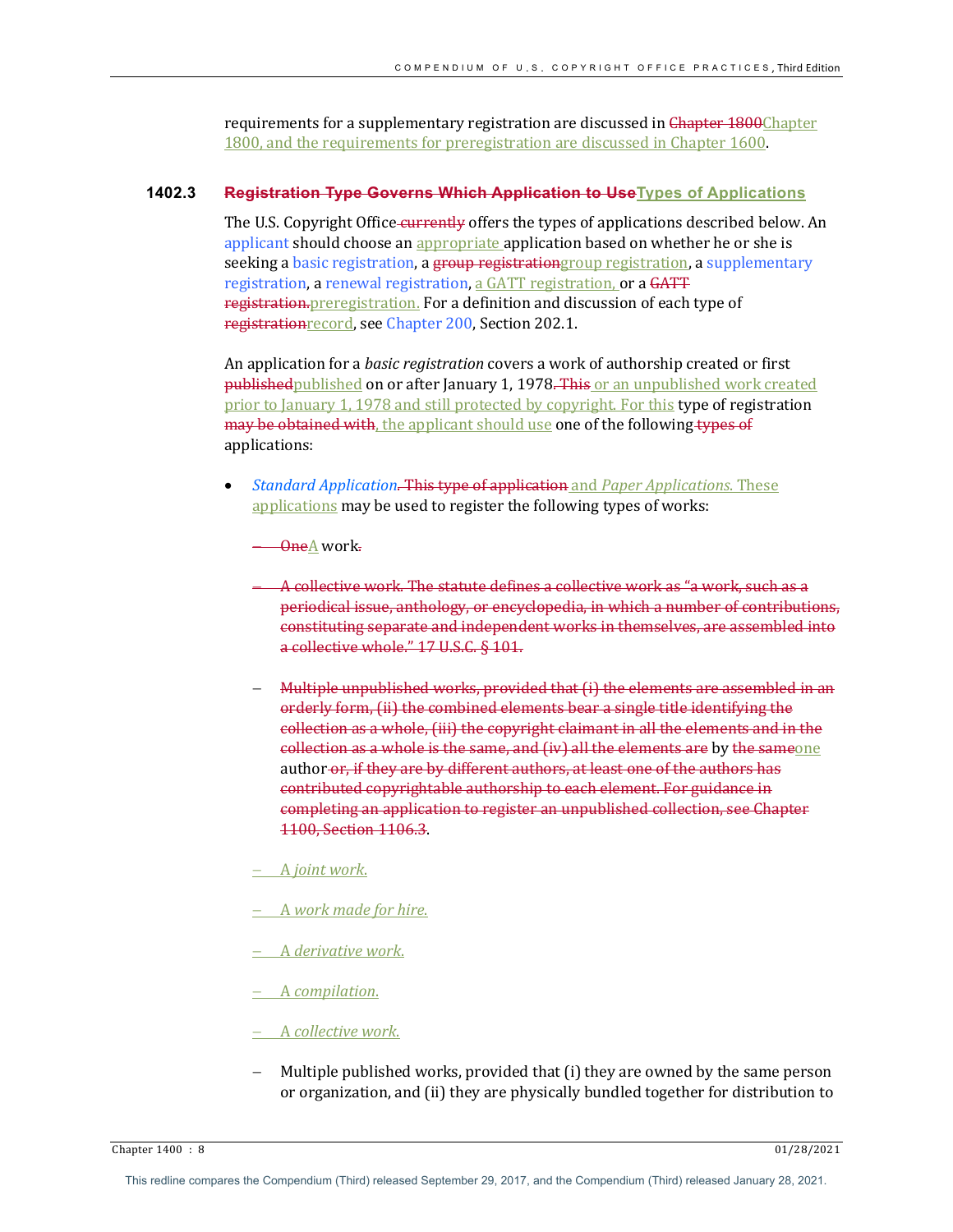requirements for a supplementary registration are discussed in ~~Chapter 1800~~Chapter 1800, and the requirements for preregistration are discussed in Chapter 1600.

### 1402.3 ~~Registration Type Governs Which Application to Use~~Types of Applications

The U.S. Copyright Office ~~currently~~ offers the types of applications described below. An applicant should choose an appropriate application based on whether he or she is seeking a basic registration, a ~~group registration~~group registration, a supplementary registration, a renewal registration, a GATT registration, or a ~~GATT registration.~~preregistration. For a definition and discussion of each type of ~~registration~~record, see Chapter 200, Section 202.1.

An application for a *basic registration* covers a work of authorship created or first ~~published~~published on or after January 1, 1978~~. This~~ or an unpublished work created prior to January 1, 1978 and still protected by copyright. For this type of registration ~~may be obtained with~~, the applicant should use one of the following ~~types of~~ applications:

- *Standard Application*~~. This type of application~~ and *Paper Applications.* These applications may be used to register the following types of works:

  - ~~One~~A work~~.~~

  - ~~A collective work. The statute defines a collective work as "a work, such as a periodical issue, anthology, or encyclopedia, in which a number of contributions, constituting separate and independent works in themselves, are assembled into a collective whole." 17 U.S.C. § 101.~~

  - ~~Multiple unpublished works, provided that (i) the elements are assembled in an orderly form, (ii) the combined elements bear a single title identifying the collection as a whole, (iii) the copyright claimant in all the elements and in the collection as a whole is the same, and (iv) all the elements are~~ by ~~the same~~one author ~~or, if they are by different authors, at least one of the authors has contributed copyrightable authorship to each element. For guidance in completing an application to register an unpublished collection, see Chapter 1100, Section 1106.3~~.

  - A *joint work.*

  - A *work made for hire.*

  - A *derivative work.*

  - A *compilation.*

  - A *collective work.*

  - Multiple published works, provided that (i) they are owned by the same person or organization, and (ii) they are physically bundled together for distribution to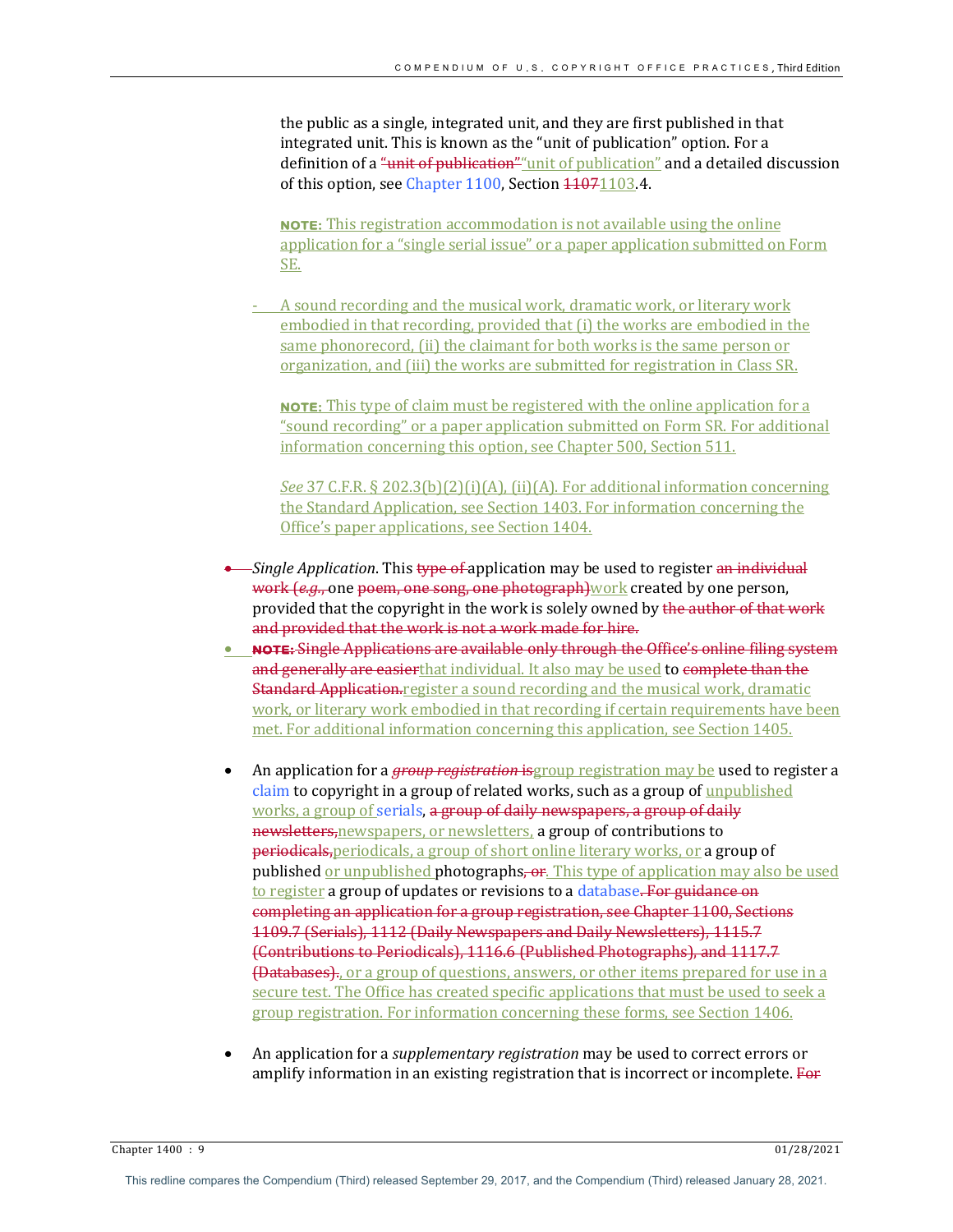the public as a single, integrated unit, and they are first published in that integrated unit. This is known as the "unit of publication" option. For a definition of a ~~"unit of publication"~~ "unit of publication" and a detailed discussion of this option, see Chapter 1100, Section ~~1107~~1103.4.

**NOTE:** This registration accommodation is not available using the online application for a "single serial issue" or a paper application submitted on Form SE.

- A sound recording and the musical work, dramatic work, or literary work embodied in that recording, provided that (i) the works are embodied in the same phonorecord, (ii) the claimant for both works is the same person or organization, and (iii) the works are submitted for registration in Class SR.

**NOTE:** This type of claim must be registered with the online application for a "sound recording" or a paper application submitted on Form SR. For additional information concerning this option, see Chapter 500, Section 511.

*See* 37 C.F.R. § 202.3(b)(2)(i)(A), (ii)(A). For additional information concerning the Standard Application, see Section 1403. For information concerning the Office's paper applications, see Section 1404.

- *Single Application*. This ~~type of~~ application may be used to register ~~an individual work (*e.g.*,~~ one ~~poem, one song, one photograph)~~work created by one person, provided that the copyright in the work is solely owned by ~~the author of that work and provided that the work is not a work made for hire.~~
- ~~**NOTE:** Single Applications are available only through the Office's online filing system and generally are easier~~that individual. It also may be used to ~~complete than the Standard Application.~~register a sound recording and the musical work, dramatic work, or literary work embodied in that recording if certain requirements have been met. For additional information concerning this application, see Section 1405.

- An application for a ~~*group registration* is~~group registration may be used to register a claim to copyright in a group of related works, such as a group of unpublished works, a group of serials, ~~a group of daily newspapers, a group of daily newsletters,~~newspapers, or newsletters, a group of contributions to ~~periodicals,~~periodicals, a group of short online literary works, or a group of published or unpublished photographs~~, or~~. This type of application may also be used to register a group of updates or revisions to a database~~. For guidance on completing an application for a group registration, see Chapter 1100, Sections 1109.7 (Serials), 1112 (Daily Newspapers and Daily Newsletters), 1115.7 (Contributions to Periodicals), 1116.6 (Published Photographs), and 1117.7 (Databases).~~, or a group of questions, answers, or other items prepared for use in a secure test. The Office has created specific applications that must be used to seek a group registration. For information concerning these forms, see Section 1406.

- An application for a *supplementary registration* may be used to correct errors or amplify information in an existing registration that is incorrect or incomplete. ~~For~~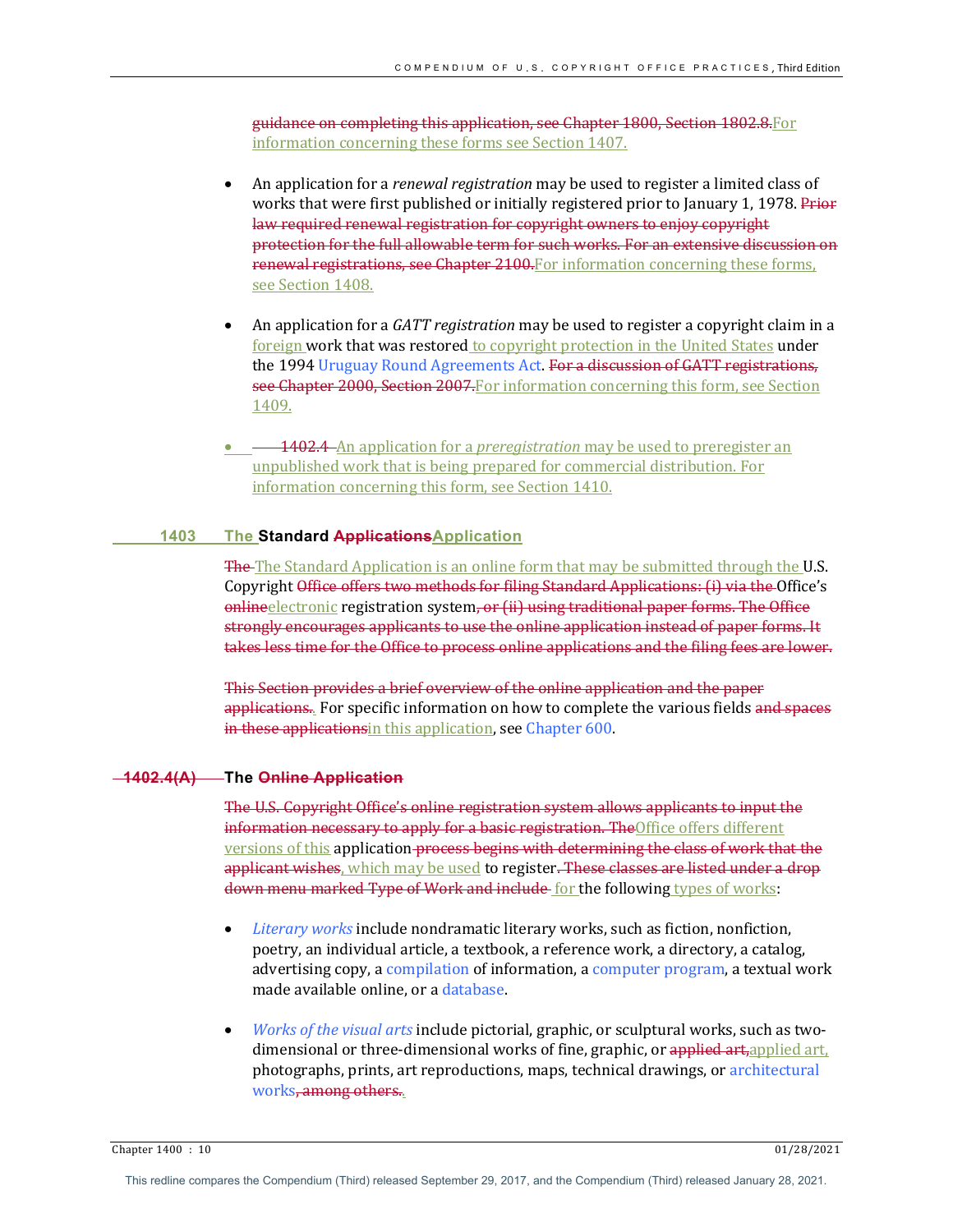guidance on completing this application, see Chapter 1800, Section 1802.8.For information concerning these forms see Section 1407.

- An application for a *renewal registration* may be used to register a limited class of works that were first published or initially registered prior to January 1, 1978. Prior law required renewal registration for copyright owners to enjoy copyright protection for the full allowable term for such works. For an extensive discussion on renewal registrations, see Chapter 2100.For information concerning these forms, see Section 1408.

- An application for a *GATT registration* may be used to register a copyright claim in a foreign work that was restored to copyright protection in the United States under the 1994 Uruguay Round Agreements Act. For a discussion of GATT registrations, see Chapter 2000, Section 2007.For information concerning this form, see Section 1409.

- 1402.4 An application for a *preregistration* may be used to preregister an unpublished work that is being prepared for commercial distribution. For information concerning this form, see Section 1410.

## 1403 The Standard ApplicationsApplication

The The Standard Application is an online form that may be submitted through the U.S. Copyright Office offers two methods for filing Standard Applications: (i) via the Office's onlineelectronic registration system, or (ii) using traditional paper forms. The Office strongly encourages applicants to use the online application instead of paper forms. It takes less time for the Office to process online applications and the filing fees are lower.

This Section provides a brief overview of the online application and the paper applications.. For specific information on how to complete the various fields and spaces in these applicationsin this application, see Chapter 600.

## 1402.4(A) The Online Application

The U.S. Copyright Office's online registration system allows applicants to input the information necessary to apply for a basic registration. TheOffice offers different versions of this application process begins with determining the class of work that the applicant wishes, which may be used to register. These classes are listed under a drop down menu marked Type of Work and include for the following types of works:

- *Literary works* include nondramatic literary works, such as fiction, nonfiction, poetry, an individual article, a textbook, a reference work, a directory, a catalog, advertising copy, a compilation of information, a computer program, a textual work made available online, or a database.

- *Works of the visual arts* include pictorial, graphic, or sculptural works, such as two-dimensional or three-dimensional works of fine, graphic, or applied art,applied art, photographs, prints, art reproductions, maps, technical drawings, or architectural works, among others..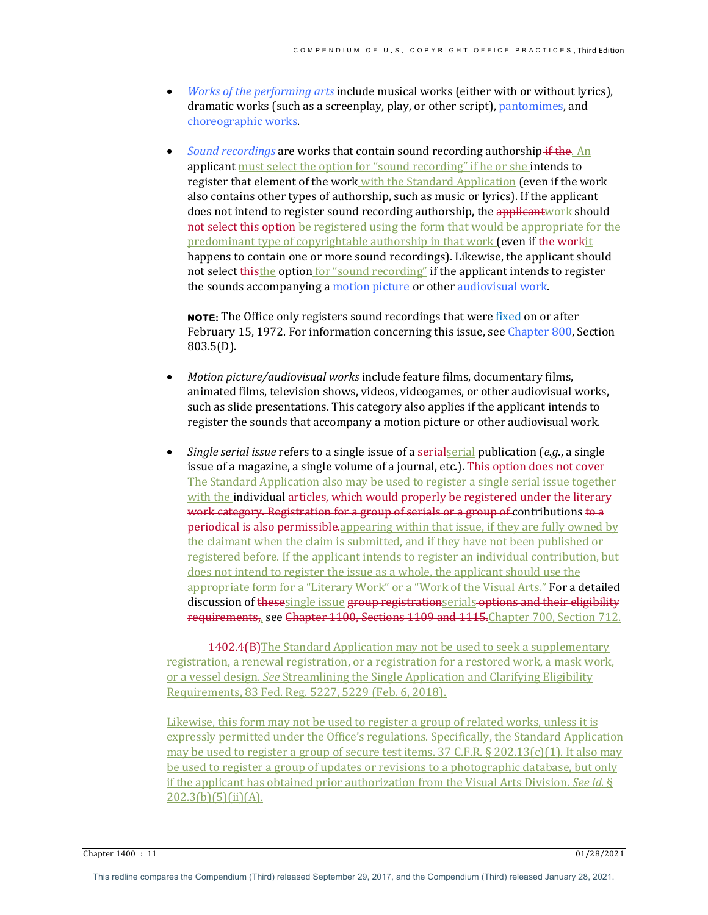- *Works of the performing arts* include musical works (either with or without lyrics), dramatic works (such as a screenplay, play, or other script), pantomimes, and choreographic works.

- *Sound recordings* are works that contain sound recording authorship ~~if the~~. An applicant must select the option for "sound recording" if he or she intends to register that element of the work with the Standard Application (even if the work also contains other types of authorship, such as music or lyrics). If the applicant does not intend to register sound recording authorship, the ~~applicant~~work should ~~not select this option~~ be registered using the form that would be appropriate for the predominant type of copyrightable authorship in that work (even if ~~the work~~it happens to contain one or more sound recordings). Likewise, the applicant should not select ~~this~~the option for "sound recording" if the applicant intends to register the sounds accompanying a motion picture or other audiovisual work.

  **NOTE:** The Office only registers sound recordings that were fixed on or after February 15, 1972. For information concerning this issue, see Chapter 800, Section 803.5(D).

- *Motion picture/audiovisual works* include feature films, documentary films, animated films, television shows, videos, videogames, or other audiovisual works, such as slide presentations. This category also applies if the applicant intends to register the sounds that accompany a motion picture or other audiovisual work.

- *Single serial issue* refers to a single issue of a ~~serial~~serial publication (*e.g.*, a single issue of a magazine, a single volume of a journal, etc.). ~~This option does not cover~~ The Standard Application also may be used to register a single serial issue together with the individual ~~articles, which would properly be registered under the literary work category. Registration for a group of serials or a group of~~ contributions ~~to a periodical is also permissible.~~appearing within that issue, if they are fully owned by the claimant when the claim is submitted, and if they have not been published or registered before. If the applicant intends to register an individual contribution, but does not intend to register the issue as a whole, the applicant should use the appropriate form for a "Literary Work" or a "Work of the Visual Arts." For a detailed discussion of ~~these~~single issue ~~group registration~~serials ~~options and their eligibility requirements,~~, see ~~Chapter 1100, Sections 1109 and 1115.~~Chapter 700, Section 712.

~~1402.4(B)~~The Standard Application may not be used to seek a supplementary registration, a renewal registration, or a registration for a restored work, a mask work, or a vessel design. *See* Streamlining the Single Application and Clarifying Eligibility Requirements, 83 Fed. Reg. 5227, 5229 (Feb. 6, 2018).

Likewise, this form may not be used to register a group of related works, unless it is expressly permitted under the Office's regulations. Specifically, the Standard Application may be used to register a group of secure test items. 37 C.F.R. § 202.13(c)(1). It also may be used to register a group of updates or revisions to a photographic database, but only if the applicant has obtained prior authorization from the Visual Arts Division. *See id.* § 202.3(b)(5)(ii)(A).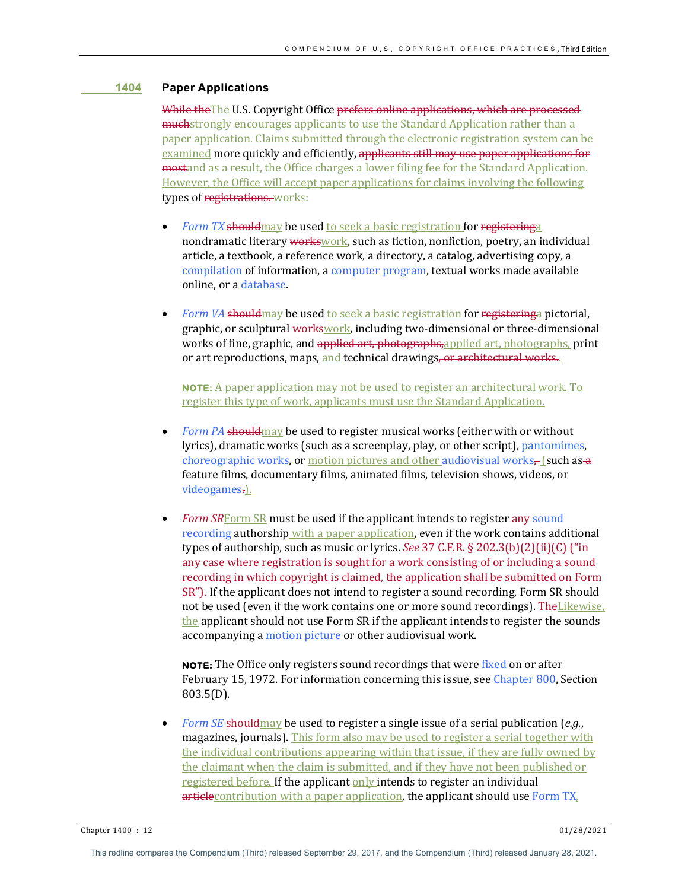## 1404 Paper Applications

~~While the~~The U.S. Copyright Office ~~prefers online applications, which are processed much~~strongly encourages applicants to use the Standard Application rather than a paper application. Claims submitted through the electronic registration system can be examined more quickly and efficiently, ~~applicants still may use paper applications for most~~and as a result, the Office charges a lower filing fee for the Standard Application. However, the Office will accept paper applications for claims involving the following types of ~~registrations.~~ works:

- *Form TX* ~~should~~may be used to seek a basic registration for ~~registering~~a nondramatic literary ~~works~~work, such as fiction, nonfiction, poetry, an individual article, a textbook, a reference work, a directory, a catalog, advertising copy, a compilation of information, a computer program, textual works made available online, or a database.

- *Form VA* ~~should~~may be used to seek a basic registration for ~~registering~~a pictorial, graphic, or sculptural ~~works~~work, including two-dimensional or three-dimensional works of fine, graphic, and ~~applied art, photographs,~~applied art, photographs, print or art reproductions, maps, and technical drawings~~, or architectural works~~.

  **NOTE:** A paper application may not be used to register an architectural work. To register this type of work, applicants must use the Standard Application.

- *Form PA* ~~should~~may be used to register musical works (either with or without lyrics), dramatic works (such as a screenplay, play, or other script), pantomimes, choreographic works, or motion pictures and other audiovisual works~~,~~ (such as ~~a~~ feature films, documentary films, animated films, television shows, videos, or videogames~~.~~).

- ~~*Form SR*~~Form SR must be used if the applicant intends to register ~~any~~ sound recording authorship with a paper application, even if the work contains additional types of authorship, such as music or lyrics. ~~*See* 37 C.F.R. § 202.3(b)(2)(ii)(C) ("in any case where registration is sought for a work consisting of or including a sound recording in which copyright is claimed, the application shall be submitted on Form SR").~~ If the applicant does not intend to register a sound recording, Form SR should not be used (even if the work contains one or more sound recordings). ~~The~~Likewise, the applicant should not use Form SR if the applicant intends to register the sounds accompanying a motion picture or other audiovisual work.

  **NOTE:** The Office only registers sound recordings that were fixed on or after February 15, 1972. For information concerning this issue, see Chapter 800, Section 803.5(D).

- *Form SE* ~~should~~may be used to register a single issue of a serial publication (*e.g.*, magazines, journals). This form also may be used to register a serial together with the individual contributions appearing within that issue, if they are fully owned by the claimant when the claim is submitted, and if they have not been published or registered before. If the applicant only intends to register an individual ~~article~~contribution with a paper application, the applicant should use Form TX,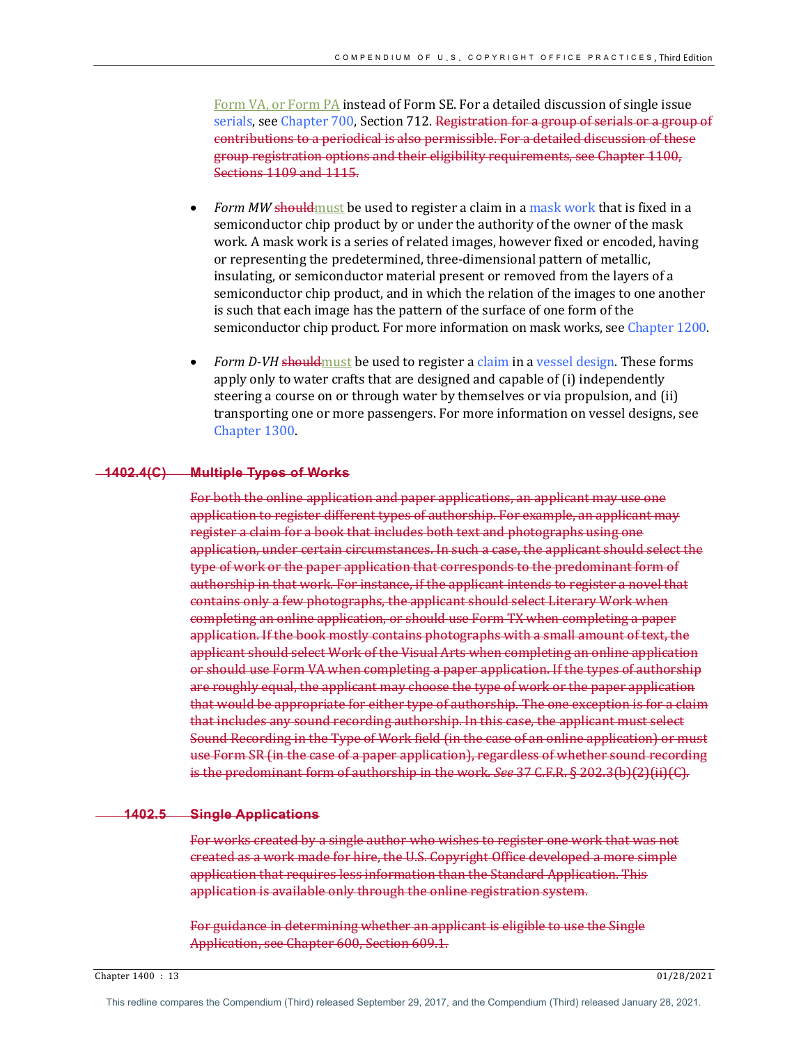Form VA, or Form PA instead of Form SE. For a detailed discussion of single issue serials, see Chapter 700, Section 712. ~~Registration for a group of serials or a group of contributions to a periodical is also permissible. For a detailed discussion of these group registration options and their eligibility requirements, see Chapter 1100, Sections 1109 and 1115.~~

- *Form MW* ~~should~~must be used to register a claim in a mask work that is fixed in a semiconductor chip product by or under the authority of the owner of the mask work. A mask work is a series of related images, however fixed or encoded, having or representing the predetermined, three-dimensional pattern of metallic, insulating, or semiconductor material present or removed from the layers of a semiconductor chip product, and in which the relation of the images to one another is such that each image has the pattern of the surface of one form of the semiconductor chip product. For more information on mask works, see Chapter 1200.

- *Form D-VH* ~~should~~must be used to register a claim in a vessel design. These forms apply only to water crafts that are designed and capable of (i) independently steering a course on or through water by themselves or via propulsion, and (ii) transporting one or more passengers. For more information on vessel designs, see Chapter 1300.

### ~~1402.4(C) Multiple Types of Works~~

~~For both the online application and paper applications, an applicant may use one application to register different types of authorship. For example, an applicant may register a claim for a book that includes both text and photographs using one application, under certain circumstances. In such a case, the applicant should select the type of work or the paper application that corresponds to the predominant form of authorship in that work. For instance, if the applicant intends to register a novel that contains only a few photographs, the applicant should select Literary Work when completing an online application, or should use Form TX when completing a paper application. If the book mostly contains photographs with a small amount of text, the applicant should select Work of the Visual Arts when completing an online application or should use Form VA when completing a paper application. If the types of authorship are roughly equal, the applicant may choose the type of work or the paper application that would be appropriate for either type of authorship. The one exception is for a claim that includes any sound recording authorship. In this case, the applicant must select Sound Recording in the Type of Work field (in the case of an online application) or must use Form SR (in the case of a paper application), regardless of whether sound recording is the predominant form of authorship in the work. *See* 37 C.F.R. § 202.3(b)(2)(ii)(C).~~

### ~~1402.5 Single Applications~~

~~For works created by a single author who wishes to register one work that was not created as a work made for hire, the U.S. Copyright Office developed a more simple application that requires less information than the Standard Application. This application is available only through the online registration system.~~

~~For guidance in determining whether an applicant is eligible to use the Single Application, see Chapter 600, Section 609.1.~~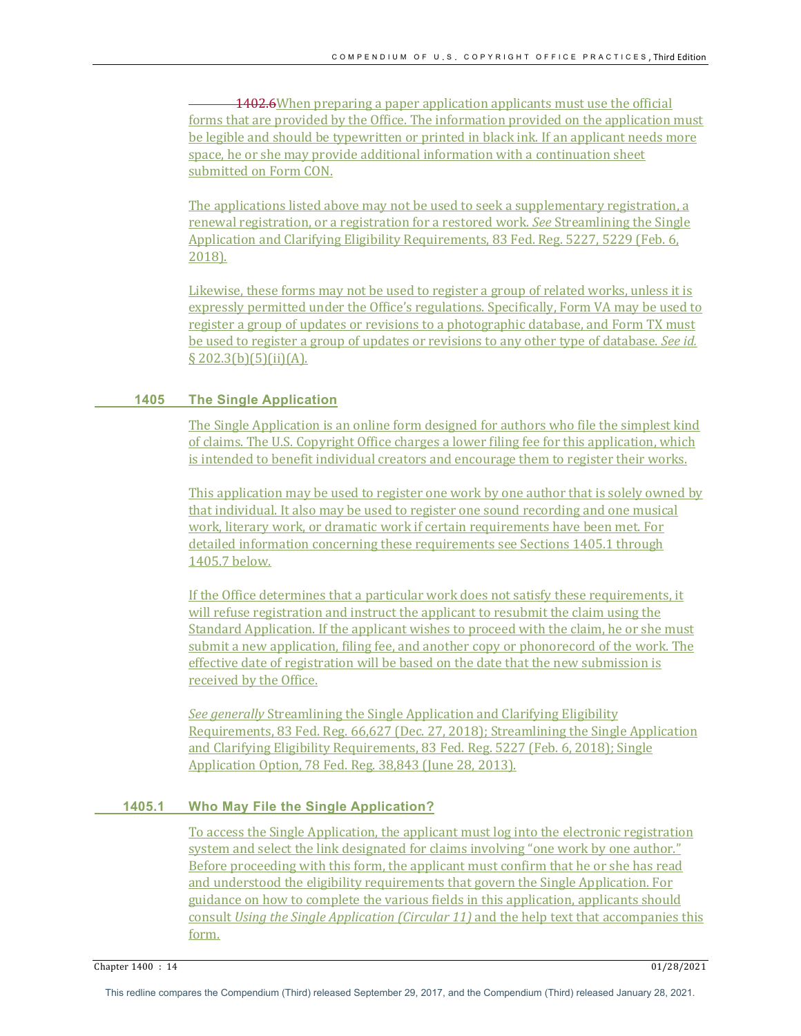~~1402.6~~When preparing a paper application applicants must use the official forms that are provided by the Office. The information provided on the application must be legible and should be typewritten or printed in black ink. If an applicant needs more space, he or she may provide additional information with a continuation sheet submitted on Form CON.

The applications listed above may not be used to seek a supplementary registration, a renewal registration, or a registration for a restored work. *See* Streamlining the Single Application and Clarifying Eligibility Requirements, 83 Fed. Reg. 5227, 5229 (Feb. 6, 2018).

Likewise, these forms may not be used to register a group of related works, unless it is expressly permitted under the Office's regulations. Specifically, Form VA may be used to register a group of updates or revisions to a photographic database, and Form TX must be used to register a group of updates or revisions to any other type of database. *See id.* § 202.3(b)(5)(ii)(A).

## 1405 The Single Application

The Single Application is an online form designed for authors who file the simplest kind of claims. The U.S. Copyright Office charges a lower filing fee for this application, which is intended to benefit individual creators and encourage them to register their works.

This application may be used to register one work by one author that is solely owned by that individual. It also may be used to register one sound recording and one musical work, literary work, or dramatic work if certain requirements have been met. For detailed information concerning these requirements see Sections 1405.1 through 1405.7 below.

If the Office determines that a particular work does not satisfy these requirements, it will refuse registration and instruct the applicant to resubmit the claim using the Standard Application. If the applicant wishes to proceed with the claim, he or she must submit a new application, filing fee, and another copy or phonorecord of the work. The effective date of registration will be based on the date that the new submission is received by the Office.

*See generally* Streamlining the Single Application and Clarifying Eligibility Requirements, 83 Fed. Reg. 66,627 (Dec. 27, 2018); Streamlining the Single Application and Clarifying Eligibility Requirements, 83 Fed. Reg. 5227 (Feb. 6, 2018); Single Application Option, 78 Fed. Reg. 38,843 (June 28, 2013).

### 1405.1 Who May File the Single Application?

To access the Single Application, the applicant must log into the electronic registration system and select the link designated for claims involving "one work by one author." Before proceeding with this form, the applicant must confirm that he or she has read and understood the eligibility requirements that govern the Single Application. For guidance on how to complete the various fields in this application, applicants should consult *Using the Single Application (Circular 11)* and the help text that accompanies this form.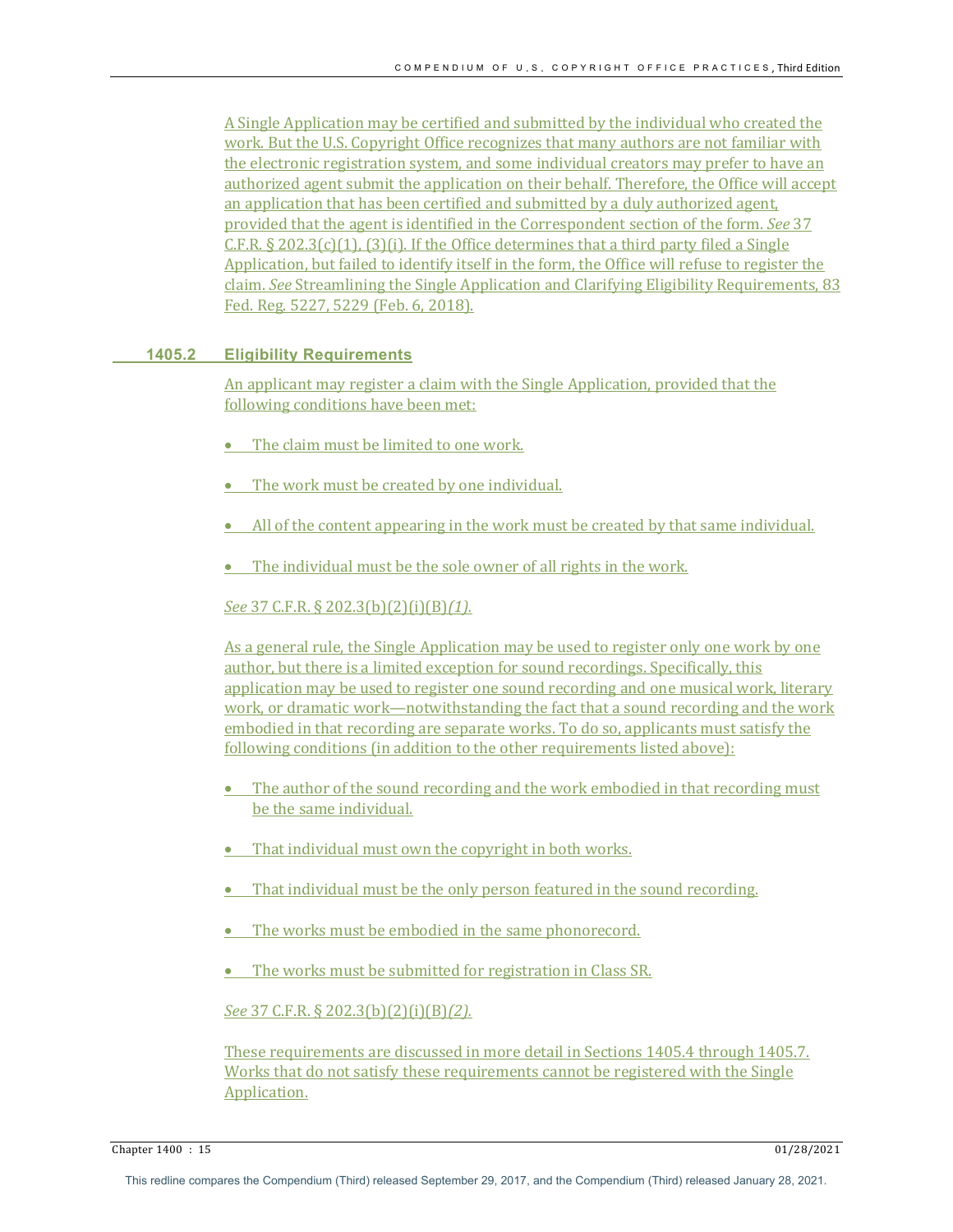A Single Application may be certified and submitted by the individual who created the work. But the U.S. Copyright Office recognizes that many authors are not familiar with the electronic registration system, and some individual creators may prefer to have an authorized agent submit the application on their behalf. Therefore, the Office will accept an application that has been certified and submitted by a duly authorized agent, provided that the agent is identified in the Correspondent section of the form. *See* 37 C.F.R. § 202.3(c)(1), (3)(i). If the Office determines that a third party filed a Single Application, but failed to identify itself in the form, the Office will refuse to register the claim. *See* Streamlining the Single Application and Clarifying Eligibility Requirements, 83 Fed. Reg. 5227, 5229 (Feb. 6, 2018).

## 1405.2 Eligibility Requirements

An applicant may register a claim with the Single Application, provided that the following conditions have been met:

- The claim must be limited to one work.
- The work must be created by one individual.
- All of the content appearing in the work must be created by that same individual.
- The individual must be the sole owner of all rights in the work.

*See* 37 C.F.R. § 202.3(b)(2)(i)(B)*(1)*.

As a general rule, the Single Application may be used to register only one work by one author, but there is a limited exception for sound recordings. Specifically, this application may be used to register one sound recording and one musical work, literary work, or dramatic work—notwithstanding the fact that a sound recording and the work embodied in that recording are separate works. To do so, applicants must satisfy the following conditions (in addition to the other requirements listed above):

- The author of the sound recording and the work embodied in that recording must be the same individual.
- That individual must own the copyright in both works.
- That individual must be the only person featured in the sound recording.
- The works must be embodied in the same phonorecord.
- The works must be submitted for registration in Class SR.

*See* 37 C.F.R. § 202.3(b)(2)(i)(B)*(2)*.

These requirements are discussed in more detail in Sections 1405.4 through 1405.7. Works that do not satisfy these requirements cannot be registered with the Single Application.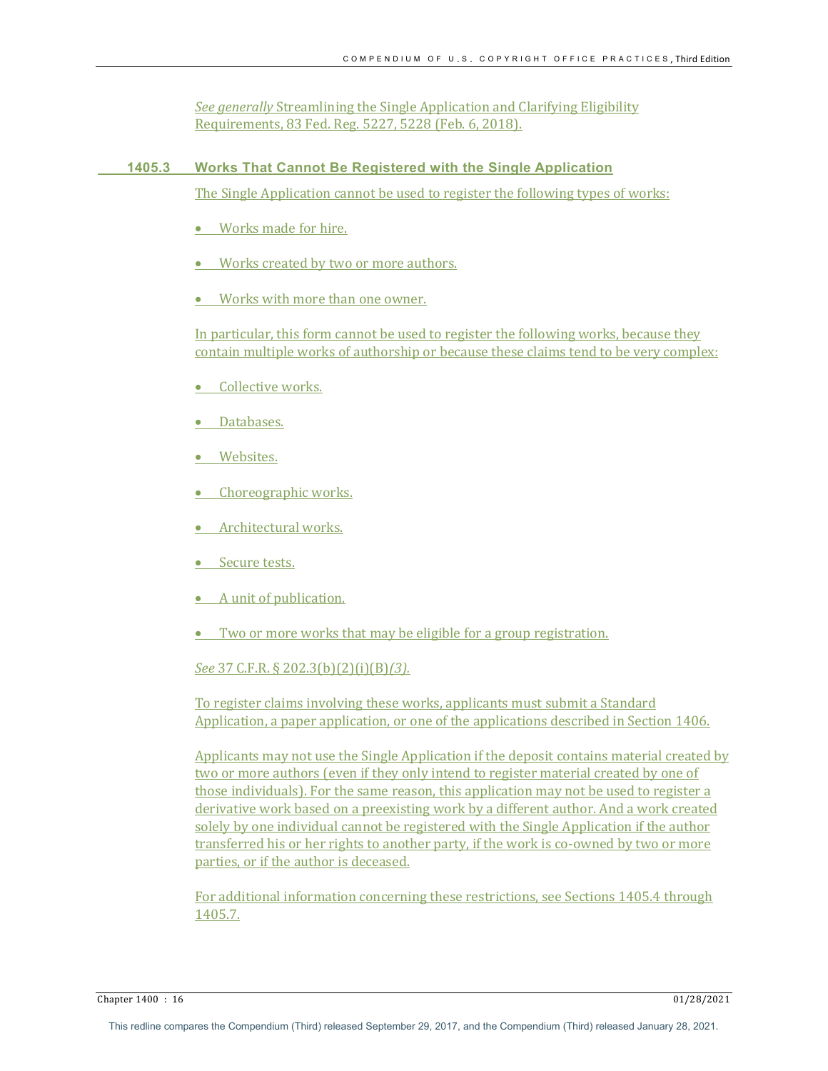*See generally* Streamlining the Single Application and Clarifying Eligibility Requirements, 83 Fed. Reg. 5227, 5228 (Feb. 6, 2018).

### 1405.3 Works That Cannot Be Registered with the Single Application

The Single Application cannot be used to register the following types of works:

- Works made for hire.
- Works created by two or more authors.
- Works with more than one owner.

In particular, this form cannot be used to register the following works, because they contain multiple works of authorship or because these claims tend to be very complex:

- Collective works.
- Databases.
- Websites.
- Choreographic works.
- Architectural works.
- Secure tests.
- A unit of publication.
- Two or more works that may be eligible for a group registration.

*See* 37 C.F.R. § 202.3(b)(2)(i)(B)*(3)*.

To register claims involving these works, applicants must submit a Standard Application, a paper application, or one of the applications described in Section 1406.

Applicants may not use the Single Application if the deposit contains material created by two or more authors (even if they only intend to register material created by one of those individuals). For the same reason, this application may not be used to register a derivative work based on a preexisting work by a different author. And a work created solely by one individual cannot be registered with the Single Application if the author transferred his or her rights to another party, if the work is co-owned by two or more parties, or if the author is deceased.

For additional information concerning these restrictions, see Sections 1405.4 through 1405.7.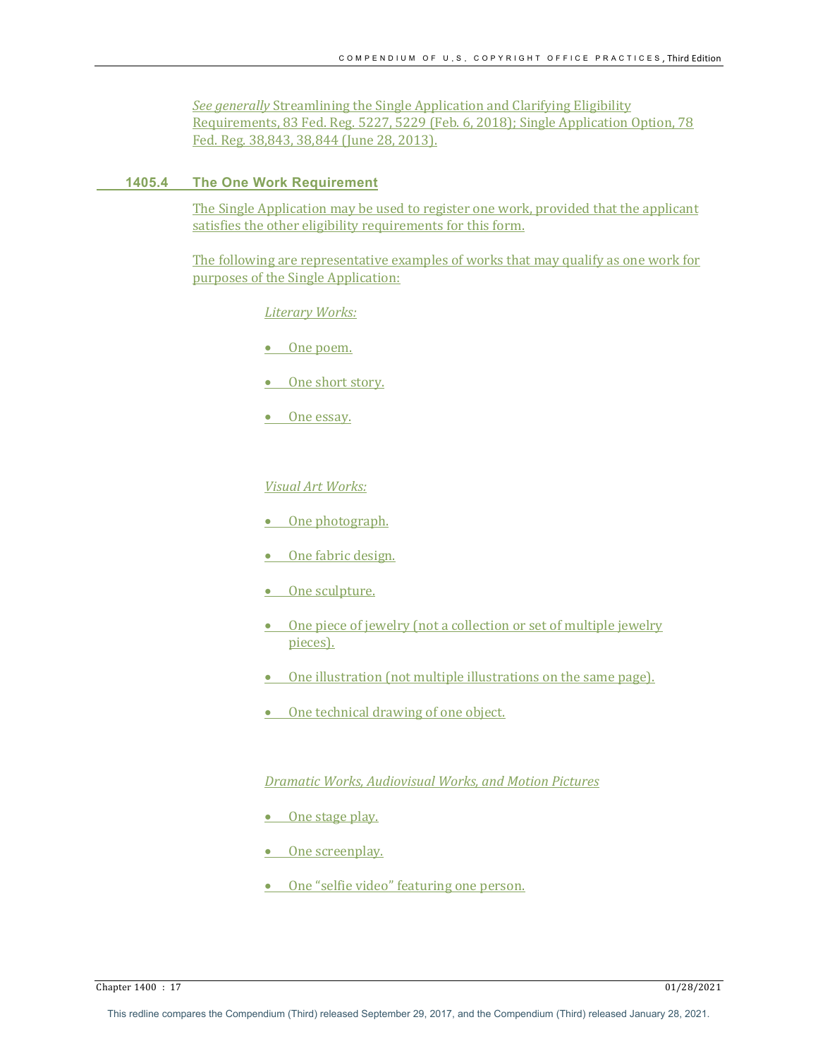*See generally* Streamlining the Single Application and Clarifying Eligibility Requirements, 83 Fed. Reg. 5227, 5229 (Feb. 6, 2018); Single Application Option, 78 Fed. Reg. 38,843, 38,844 (June 28, 2013).

## 1405.4 The One Work Requirement

The Single Application may be used to register one work, provided that the applicant satisfies the other eligibility requirements for this form.

The following are representative examples of works that may qualify as one work for purposes of the Single Application:

*Literary Works:*

- One poem.
- One short story.
- One essay.

*Visual Art Works:*

- One photograph.
- One fabric design.
- One sculpture.
- One piece of jewelry (not a collection or set of multiple jewelry pieces).
- One illustration (not multiple illustrations on the same page).
- One technical drawing of one object.

*Dramatic Works, Audiovisual Works, and Motion Pictures*

- One stage play.
- One screenplay.
- One "selfie video" featuring one person.

This redline compares the Compendium (Third) released September 29, 2017, and the Compendium (Third) released January 28, 2021.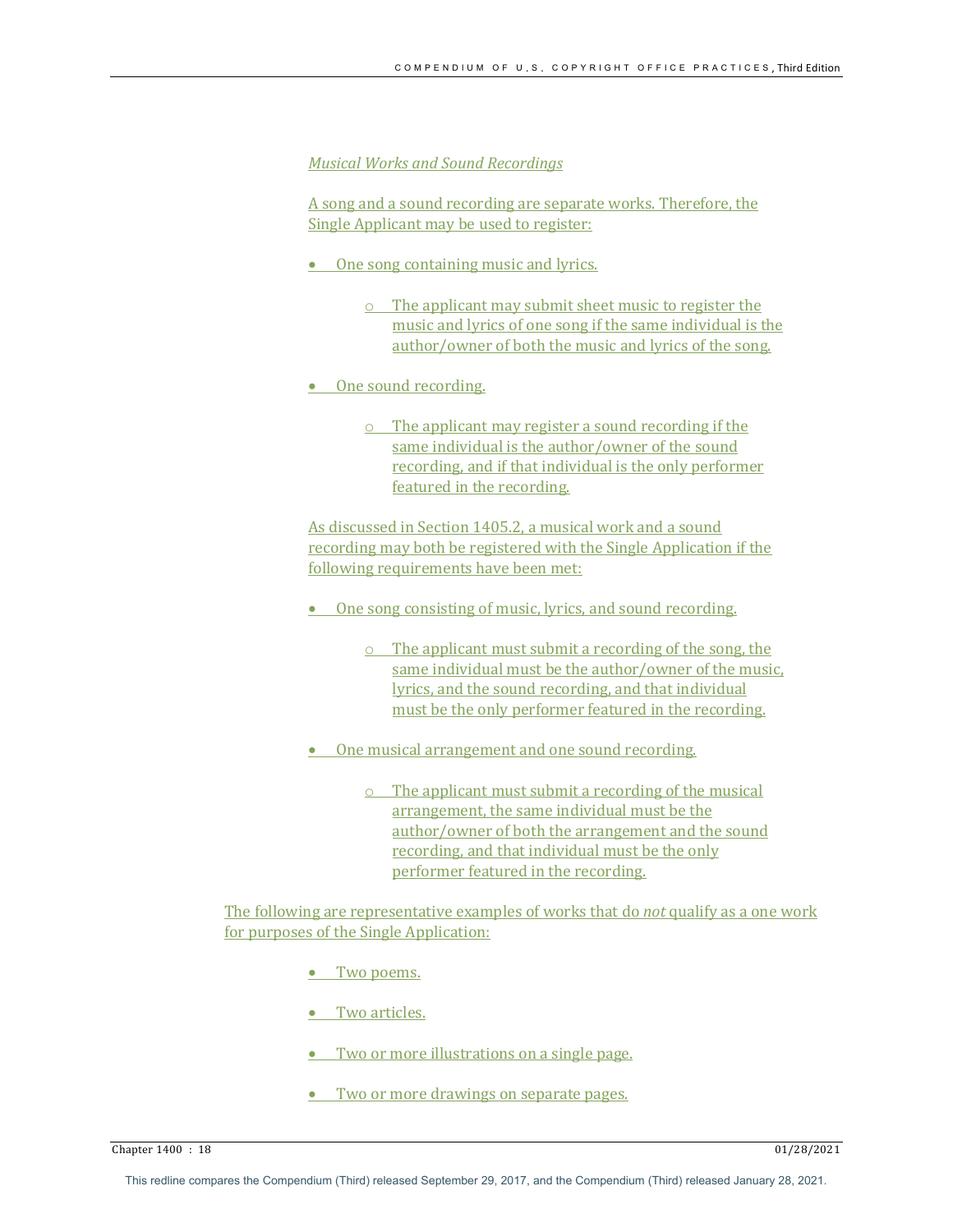*Musical Works and Sound Recordings*

A song and a sound recording are separate works. Therefore, the Single Applicant may be used to register:

- One song containing music and lyrics.
    - The applicant may submit sheet music to register the music and lyrics of one song if the same individual is the author/owner of both the music and lyrics of the song.
- One sound recording.
    - The applicant may register a sound recording if the same individual is the author/owner of the sound recording, and if that individual is the only performer featured in the recording.

As discussed in Section 1405.2, a musical work and a sound recording may both be registered with the Single Application if the following requirements have been met:

- One song consisting of music, lyrics, and sound recording.
    - The applicant must submit a recording of the song, the same individual must be the author/owner of the music, lyrics, and the sound recording, and that individual must be the only performer featured in the recording.
- One musical arrangement and one sound recording.
    - The applicant must submit a recording of the musical arrangement, the same individual must be the author/owner of both the arrangement and the sound recording, and that individual must be the only performer featured in the recording.

The following are representative examples of works that do *not* qualify as a one work for purposes of the Single Application:

- Two poems.
- Two articles.
- Two or more illustrations on a single page.
- Two or more drawings on separate pages.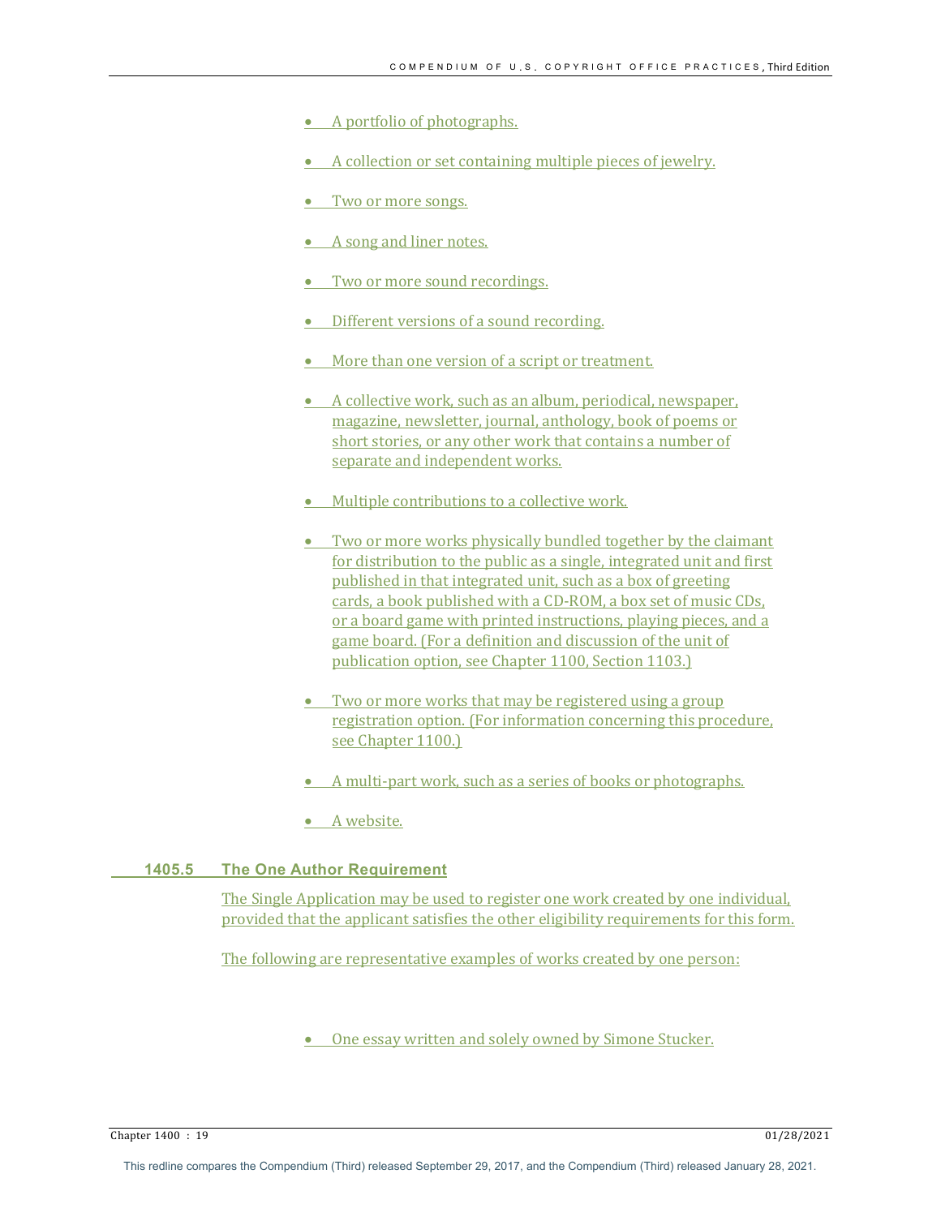- A portfolio of photographs.
- A collection or set containing multiple pieces of jewelry.
- Two or more songs.
- A song and liner notes.
- Two or more sound recordings.
- Different versions of a sound recording.
- More than one version of a script or treatment.
- A collective work, such as an album, periodical, newspaper, magazine, newsletter, journal, anthology, book of poems or short stories, or any other work that contains a number of separate and independent works.
- Multiple contributions to a collective work.
- Two or more works physically bundled together by the claimant for distribution to the public as a single, integrated unit and first published in that integrated unit, such as a box of greeting cards, a book published with a CD-ROM, a box set of music CDs, or a board game with printed instructions, playing pieces, and a game board. (For a definition and discussion of the unit of publication option, see Chapter 1100, Section 1103.)
- Two or more works that may be registered using a group registration option. (For information concerning this procedure, see Chapter 1100.)
- A multi-part work, such as a series of books or photographs.
- A website.

### 1405.5 The One Author Requirement

The Single Application may be used to register one work created by one individual, provided that the applicant satisfies the other eligibility requirements for this form.

The following are representative examples of works created by one person:

- One essay written and solely owned by Simone Stucker.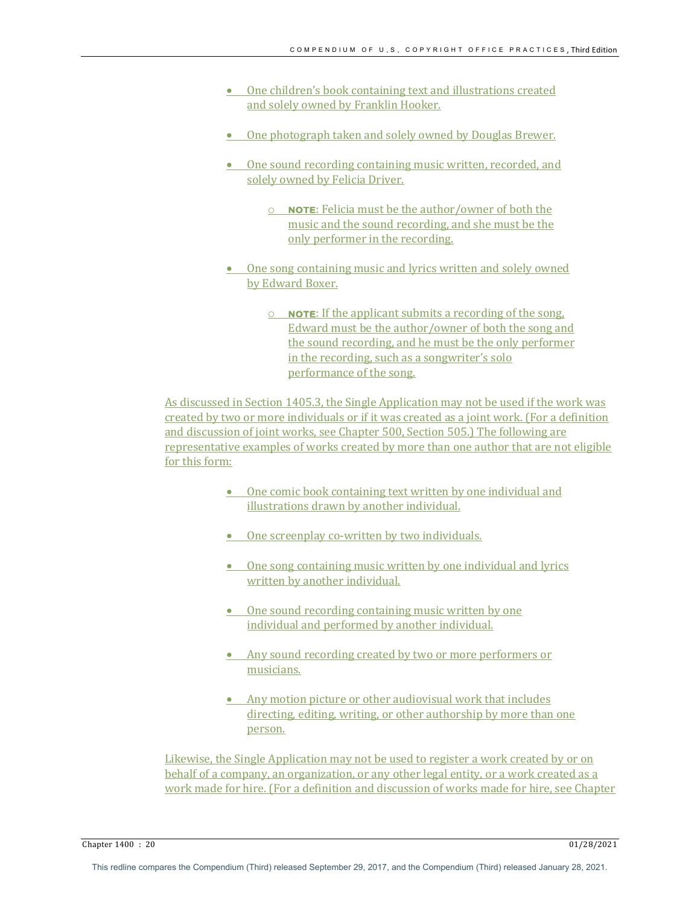- One children's book containing text and illustrations created and solely owned by Franklin Hooker.

- One photograph taken and solely owned by Douglas Brewer.

- One sound recording containing music written, recorded, and solely owned by Felicia Driver.

  - **NOTE**: Felicia must be the author/owner of both the music and the sound recording, and she must be the only performer in the recording.

- One song containing music and lyrics written and solely owned by Edward Boxer.

  - **NOTE**: If the applicant submits a recording of the song, Edward must be the author/owner of both the song and the sound recording, and he must be the only performer in the recording, such as a songwriter's solo performance of the song.

As discussed in Section 1405.3, the Single Application may not be used if the work was created by two or more individuals or if it was created as a joint work. (For a definition and discussion of joint works, see Chapter 500, Section 505.) The following are representative examples of works created by more than one author that are not eligible for this form:

- One comic book containing text written by one individual and illustrations drawn by another individual.

- One screenplay co-written by two individuals.

- One song containing music written by one individual and lyrics written by another individual.

- One sound recording containing music written by one individual and performed by another individual.

- Any sound recording created by two or more performers or musicians.

- Any motion picture or other audiovisual work that includes directing, editing, writing, or other authorship by more than one person.

Likewise, the Single Application may not be used to register a work created by or on behalf of a company, an organization, or any other legal entity, or a work created as a work made for hire. (For a definition and discussion of works made for hire, see Chapter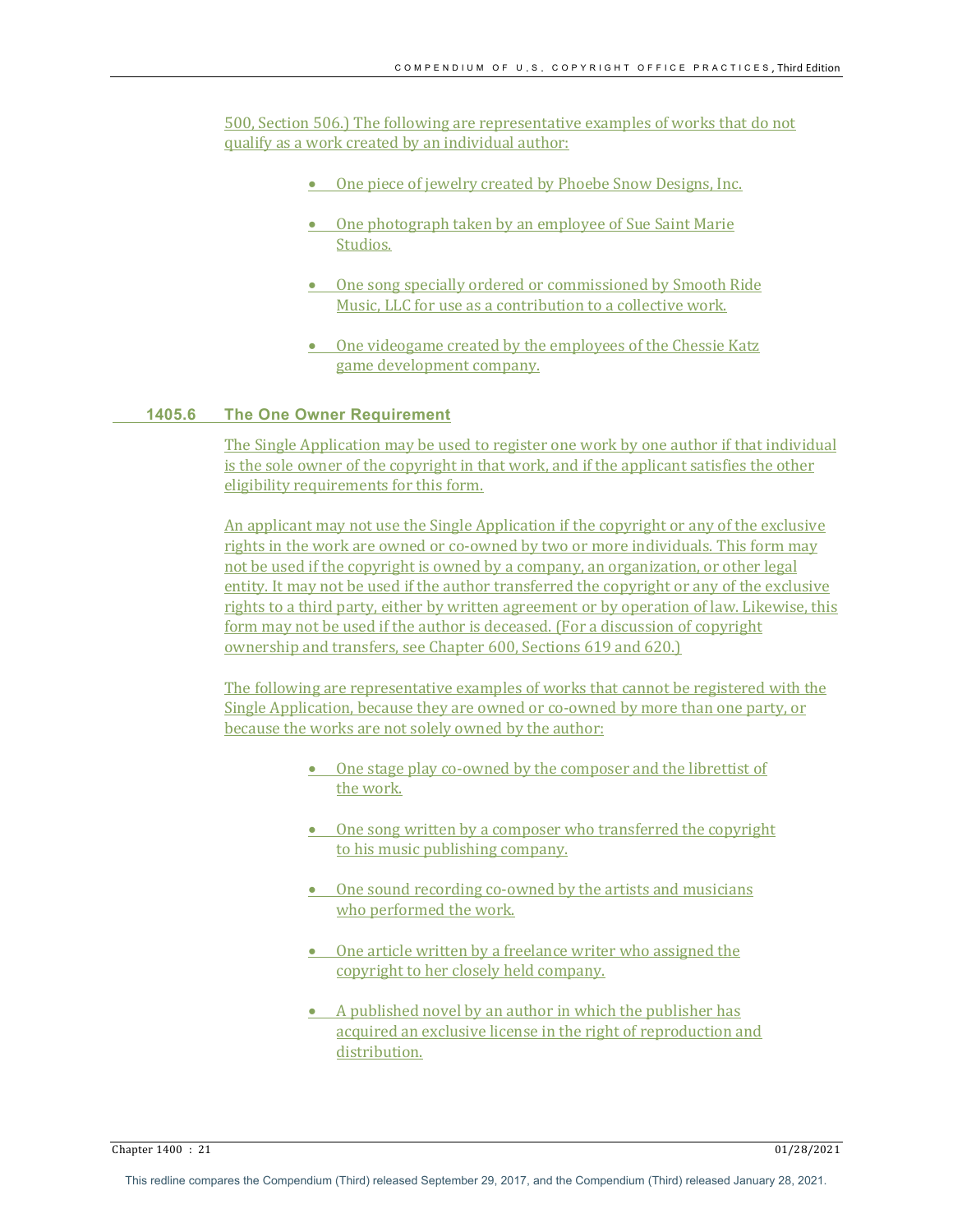500, Section 506.) The following are representative examples of works that do not qualify as a work created by an individual author:

- One piece of jewelry created by Phoebe Snow Designs, Inc.
- One photograph taken by an employee of Sue Saint Marie Studios.
- One song specially ordered or commissioned by Smooth Ride Music, LLC for use as a contribution to a collective work.
- One videogame created by the employees of the Chessie Katz game development company.

### 1405.6 The One Owner Requirement

The Single Application may be used to register one work by one author if that individual is the sole owner of the copyright in that work, and if the applicant satisfies the other eligibility requirements for this form.

An applicant may not use the Single Application if the copyright or any of the exclusive rights in the work are owned or co-owned by two or more individuals. This form may not be used if the copyright is owned by a company, an organization, or other legal entity. It may not be used if the author transferred the copyright or any of the exclusive rights to a third party, either by written agreement or by operation of law. Likewise, this form may not be used if the author is deceased. (For a discussion of copyright ownership and transfers, see Chapter 600, Sections 619 and 620.)

The following are representative examples of works that cannot be registered with the Single Application, because they are owned or co-owned by more than one party, or because the works are not solely owned by the author:

- One stage play co-owned by the composer and the librettist of the work.
- One song written by a composer who transferred the copyright to his music publishing company.
- One sound recording co-owned by the artists and musicians who performed the work.
- One article written by a freelance writer who assigned the copyright to her closely held company.
- A published novel by an author in which the publisher has acquired an exclusive license in the right of reproduction and distribution.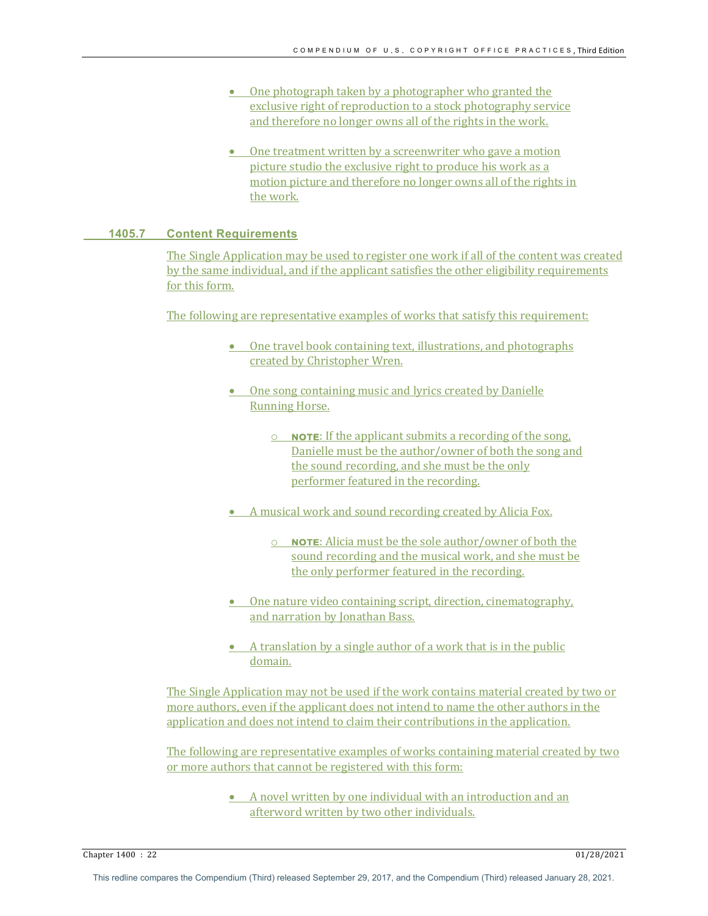- One photograph taken by a photographer who granted the exclusive right of reproduction to a stock photography service and therefore no longer owns all of the rights in the work.

- One treatment written by a screenwriter who gave a motion picture studio the exclusive right to produce his work as a motion picture and therefore no longer owns all of the rights in the work.

### 1405.7 Content Requirements

The Single Application may be used to register one work if all of the content was created by the same individual, and if the applicant satisfies the other eligibility requirements for this form.

The following are representative examples of works that satisfy this requirement:

- One travel book containing text, illustrations, and photographs created by Christopher Wren.

- One song containing music and lyrics created by Danielle Running Horse.

  - **NOTE**: If the applicant submits a recording of the song, Danielle must be the author/owner of both the song and the sound recording, and she must be the only performer featured in the recording.

- A musical work and sound recording created by Alicia Fox.

  - **NOTE**: Alicia must be the sole author/owner of both the sound recording and the musical work, and she must be the only performer featured in the recording.

- One nature video containing script, direction, cinematography, and narration by Jonathan Bass.

- A translation by a single author of a work that is in the public domain.

The Single Application may not be used if the work contains material created by two or more authors, even if the applicant does not intend to name the other authors in the application and does not intend to claim their contributions in the application.

The following are representative examples of works containing material created by two or more authors that cannot be registered with this form:

- A novel written by one individual with an introduction and an afterword written by two other individuals.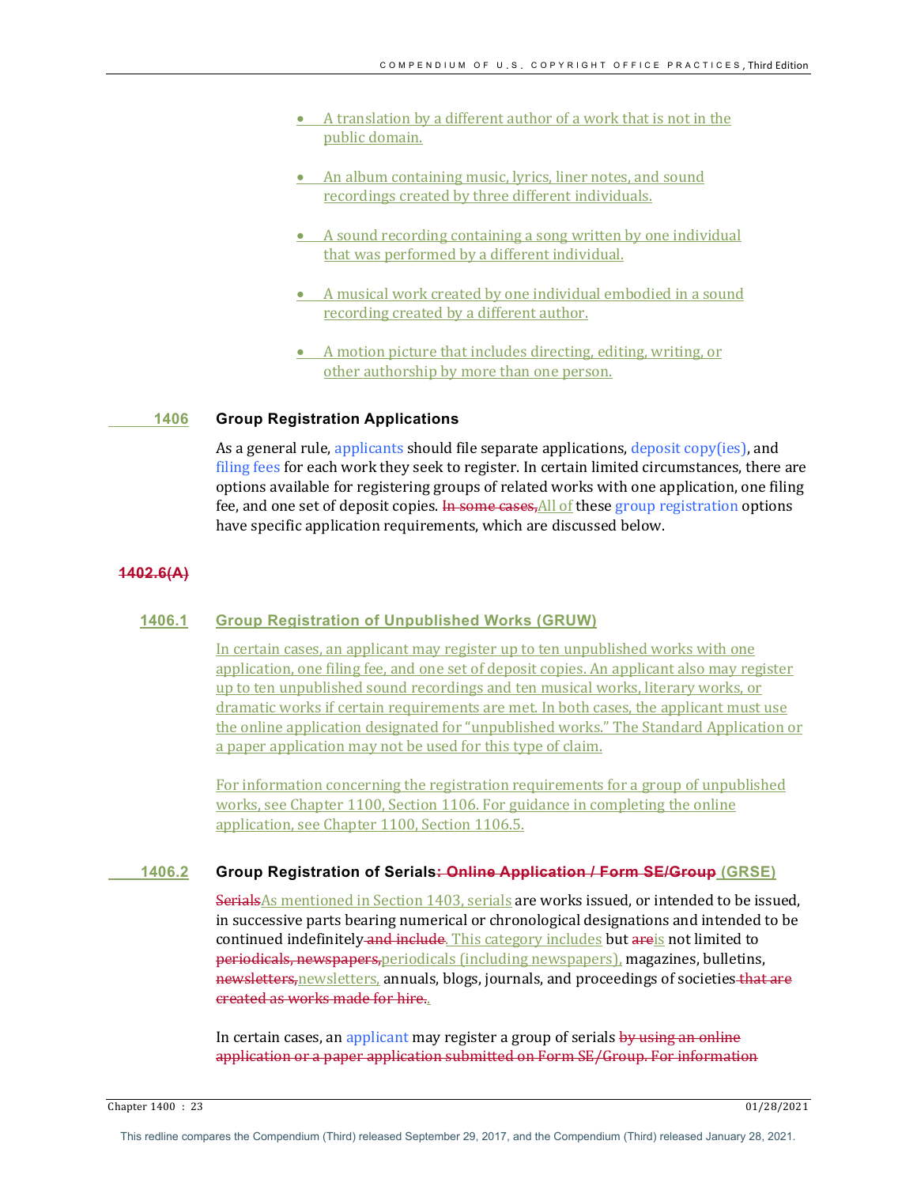- A translation by a different author of a work that is not in the public domain.
- An album containing music, lyrics, liner notes, and sound recordings created by three different individuals.
- A sound recording containing a song written by one individual that was performed by a different individual.
- A musical work created by one individual embodied in a sound recording created by a different author.
- A motion picture that includes directing, editing, writing, or other authorship by more than one person.

## 1406 Group Registration Applications

As a general rule, applicants should file separate applications, deposit copy(ies), and filing fees for each work they seek to register. In certain limited circumstances, there are options available for registering groups of related works with one application, one filing fee, and one set of deposit copies. ~~In some cases,~~All of these group registration options have specific application requirements, which are discussed below.

~~1402.6(A)~~

### 1406.1 Group Registration of Unpublished Works (GRUW)

In certain cases, an applicant may register up to ten unpublished works with one application, one filing fee, and one set of deposit copies. An applicant also may register up to ten unpublished sound recordings and ten musical works, literary works, or dramatic works if certain requirements are met. In both cases, the applicant must use the online application designated for "unpublished works." The Standard Application or a paper application may not be used for this type of claim.

For information concerning the registration requirements for a group of unpublished works, see Chapter 1100, Section 1106. For guidance in completing the online application, see Chapter 1100, Section 1106.5.

### 1406.2 Group Registration of Serials~~: Online Application / Form SE/Group~~ (GRSE)

~~Serials~~As mentioned in Section 1403, serials are works issued, or intended to be issued, in successive parts bearing numerical or chronological designations and intended to be continued indefinitely~~ and include~~. This category includes but ~~are~~is not limited to ~~periodicals, newspapers,~~periodicals (including newspapers), magazines, bulletins, ~~newsletters,~~newsletters, annuals, blogs, journals, and proceedings of societies~~ that are created as works made for hire.~~.

In certain cases, an applicant may register a group of serials ~~by using an online application or a paper application submitted on Form SE/Group. For information~~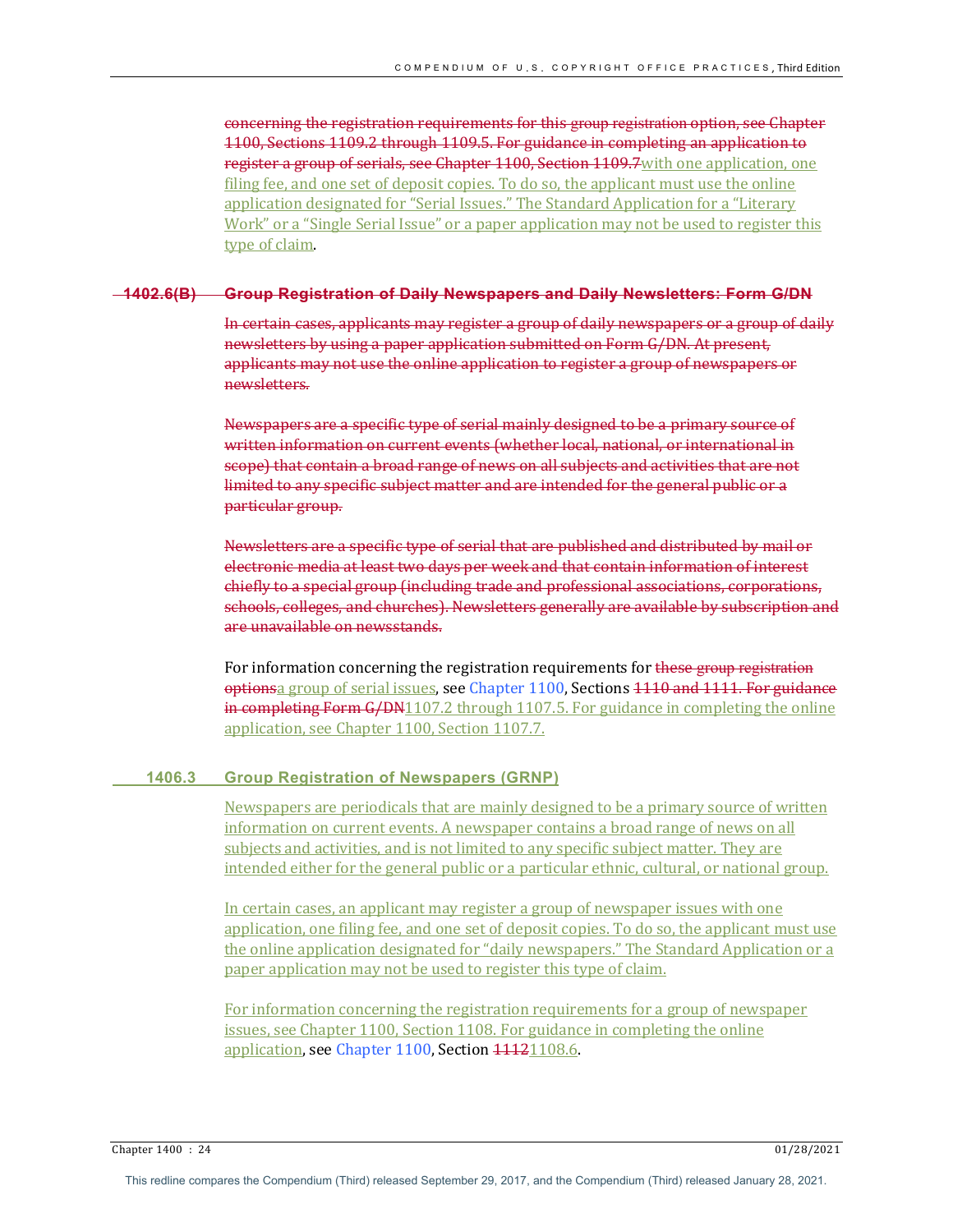~~concerning the registration requirements for this group registration option, see Chapter 1100, Sections 1109.2 through 1109.5. For guidance in completing an application to register a group of serials, see Chapter 1100, Section 1109.7~~with one application, one filing fee, and one set of deposit copies. To do so, the applicant must use the online application designated for "Serial Issues." The Standard Application for a "Literary Work" or a "Single Serial Issue" or a paper application may not be used to register this type of claim.

### ~~1402.6(B) Group Registration of Daily Newspapers and Daily Newsletters: Form G/DN~~

~~In certain cases, applicants may register a group of daily newspapers or a group of daily newsletters by using a paper application submitted on Form G/DN. At present, applicants may not use the online application to register a group of newspapers or newsletters.~~

~~Newspapers are a specific type of serial mainly designed to be a primary source of written information on current events (whether local, national, or international in scope) that contain a broad range of news on all subjects and activities that are not limited to any specific subject matter and are intended for the general public or a particular group.~~

~~Newsletters are a specific type of serial that are published and distributed by mail or electronic media at least two days per week and that contain information of interest chiefly to a special group (including trade and professional associations, corporations, schools, colleges, and churches). Newsletters generally are available by subscription and are unavailable on newsstands.~~

For information concerning the registration requirements for ~~these group registration options~~a group of serial issues, see Chapter 1100, Sections ~~1110 and 1111. For guidance in completing Form G/DN~~1107.2 through 1107.5. For guidance in completing the online application, see Chapter 1100, Section 1107.7.

### 1406.3 Group Registration of Newspapers (GRNP)

Newspapers are periodicals that are mainly designed to be a primary source of written information on current events. A newspaper contains a broad range of news on all subjects and activities, and is not limited to any specific subject matter. They are intended either for the general public or a particular ethnic, cultural, or national group.

In certain cases, an applicant may register a group of newspaper issues with one application, one filing fee, and one set of deposit copies. To do so, the applicant must use the online application designated for "daily newspapers." The Standard Application or a paper application may not be used to register this type of claim.

For information concerning the registration requirements for a group of newspaper issues, see Chapter 1100, Section 1108. For guidance in completing the online application, see Chapter 1100, Section ~~1112~~1108.6.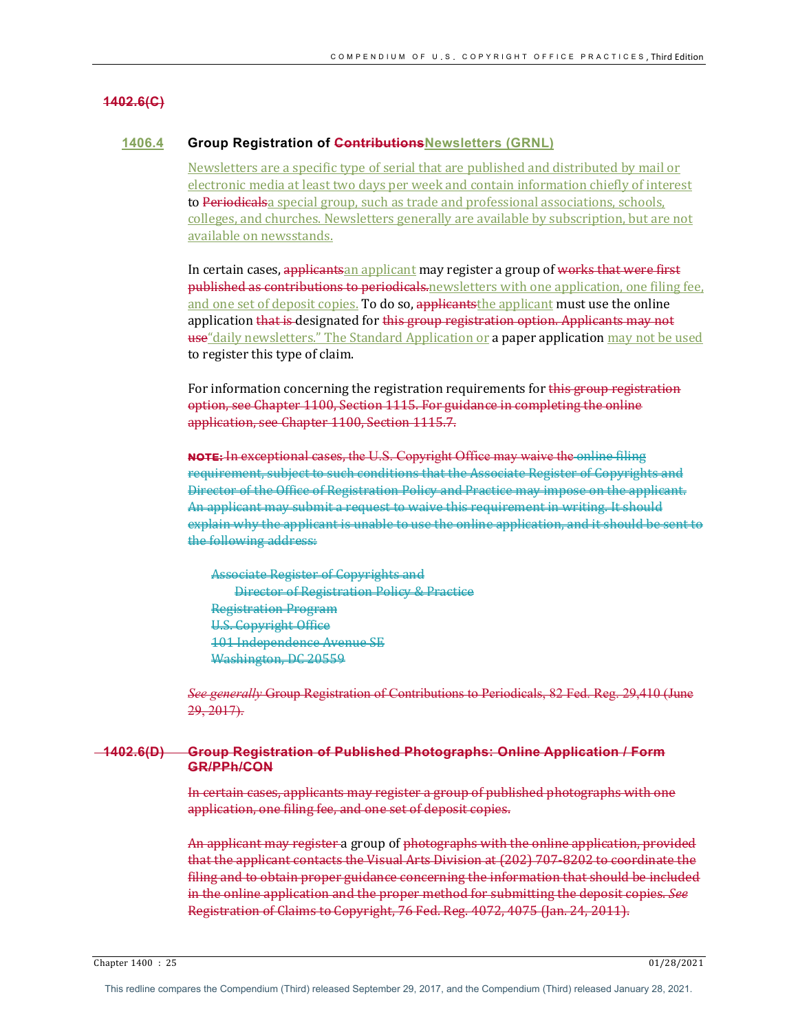~~1402.6(C)~~

### 1406.4 Group Registration of ~~Contributions~~Newsletters (GRNL)

Newsletters are a specific type of serial that are published and distributed by mail or electronic media at least two days per week and contain information chiefly of interest to ~~Periodicals~~a special group, such as trade and professional associations, schools, colleges, and churches. Newsletters generally are available by subscription, but are not available on newsstands.

In certain cases, ~~applicants~~an applicant may register a group of ~~works that were first published as contributions to periodicals.~~newsletters with one application, one filing fee, and one set of deposit copies. To do so, ~~applicants~~the applicant must use the online application ~~that is~~ designated for ~~this group registration option. Applicants may not use~~"daily newsletters." The Standard Application or a paper application may not be used to register this type of claim.

For information concerning the registration requirements for ~~this group registration option, see Chapter 1100, Section 1115. For guidance in completing the online application, see Chapter 1100, Section 1115.7.~~

~~**NOTE:** In exceptional cases, the U.S. Copyright Office may waive the online filing requirement, subject to such conditions that the Associate Register of Copyrights and Director of the Office of Registration Policy and Practice may impose on the applicant. An applicant may submit a request to waive this requirement in writing. It should explain why the applicant is unable to use the online application, and it should be sent to the following address:~~

~~Associate Register of Copyrights and~~
~~Director of Registration Policy & Practice~~
~~Registration Program~~
~~U.S. Copyright Office~~
~~101 Independence Avenue SE~~
~~Washington, DC 20559~~

~~*See generally* Group Registration of Contributions to Periodicals, 82 Fed. Reg. 29,410 (June 29, 2017).~~

### ~~1402.6(D) Group Registration of Published Photographs: Online Application / Form GR/PPh/CON~~

~~In certain cases, applicants may register a group of published photographs with one application, one filing fee, and one set of deposit copies.~~

~~An applicant may register~~ a group of ~~photographs with the online application, provided that the applicant contacts the Visual Arts Division at (202) 707-8202 to coordinate the filing and to obtain proper guidance concerning the information that should be included in the online application and the proper method for submitting the deposit copies. *See* Registration of Claims to Copyright, 76 Fed. Reg. 4072, 4075 (Jan. 24, 2011).~~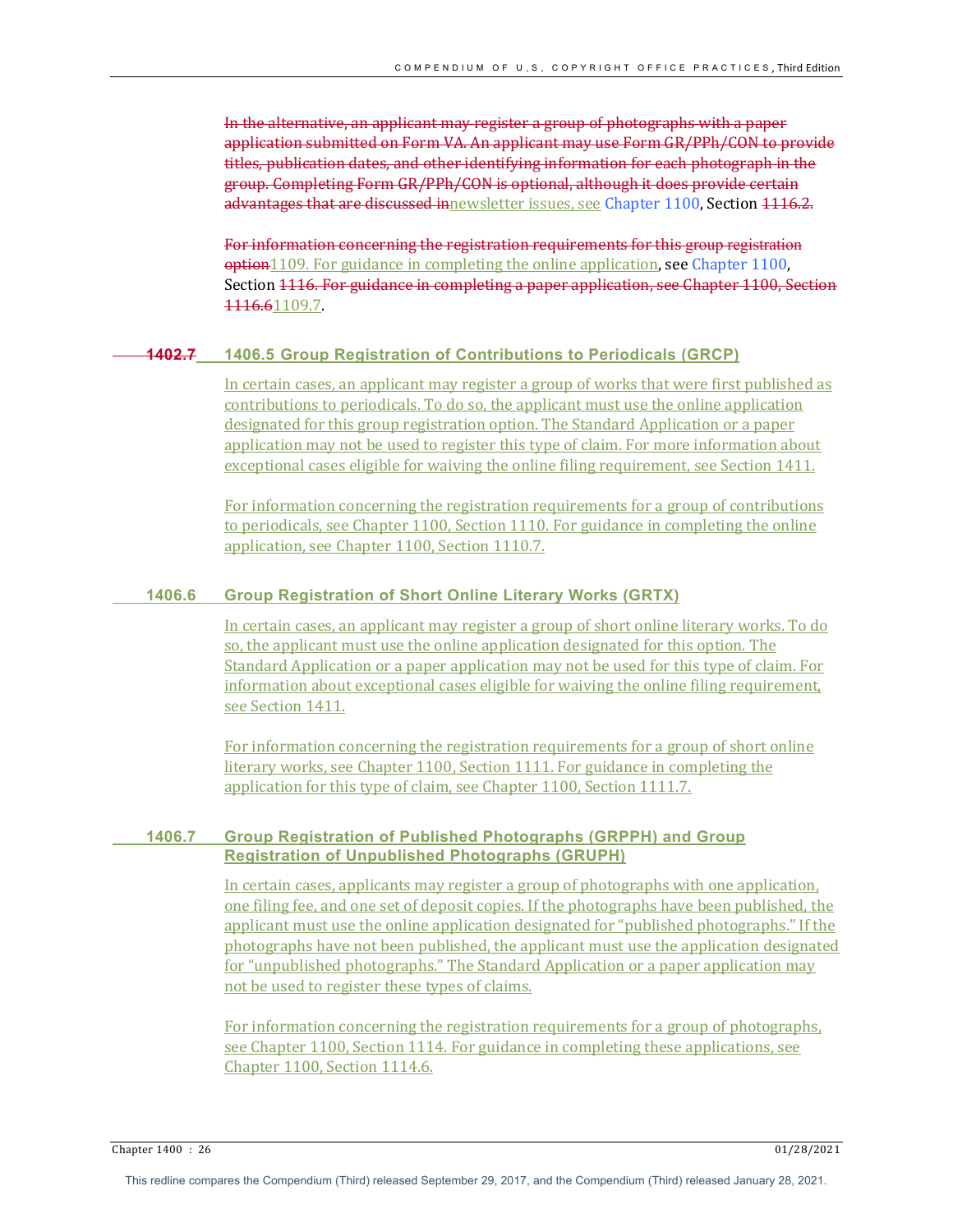~~In the alternative, an applicant may register a group of photographs with a paper application submitted on Form VA. An applicant may use Form GR/PPh/CON to provide titles, publication dates, and other identifying information for each photograph in the group. Completing Form GR/PPh/CON is optional, although it does provide certain advantages that are discussed in~~newsletter issues, see Chapter 1100, Section ~~1116.2.~~

~~For information concerning the registration requirements for this group registration option~~1109. For guidance in completing the online application, see Chapter 1100, Section ~~1116. For guidance in completing a paper application, see Chapter 1100, Section 1116.6~~1109.7.

### ~~1402.7~~ 1406.5 Group Registration of Contributions to Periodicals (GRCP)

In certain cases, an applicant may register a group of works that were first published as contributions to periodicals. To do so, the applicant must use the online application designated for this group registration option. The Standard Application or a paper application may not be used to register this type of claim. For more information about exceptional cases eligible for waiving the online filing requirement, see Section 1411.

For information concerning the registration requirements for a group of contributions to periodicals, see Chapter 1100, Section 1110. For guidance in completing the online application, see Chapter 1100, Section 1110.7.

### 1406.6 Group Registration of Short Online Literary Works (GRTX)

In certain cases, an applicant may register a group of short online literary works. To do so, the applicant must use the online application designated for this option. The Standard Application or a paper application may not be used for this type of claim. For information about exceptional cases eligible for waiving the online filing requirement, see Section 1411.

For information concerning the registration requirements for a group of short online literary works, see Chapter 1100, Section 1111. For guidance in completing the application for this type of claim, see Chapter 1100, Section 1111.7.

### 1406.7 Group Registration of Published Photographs (GRPPH) and Group Registration of Unpublished Photographs (GRUPH)

In certain cases, applicants may register a group of photographs with one application, one filing fee, and one set of deposit copies. If the photographs have been published, the applicant must use the online application designated for "published photographs." If the photographs have not been published, the applicant must use the application designated for "unpublished photographs." The Standard Application or a paper application may not be used to register these types of claims.

For information concerning the registration requirements for a group of photographs, see Chapter 1100, Section 1114. For guidance in completing these applications, see Chapter 1100, Section 1114.6.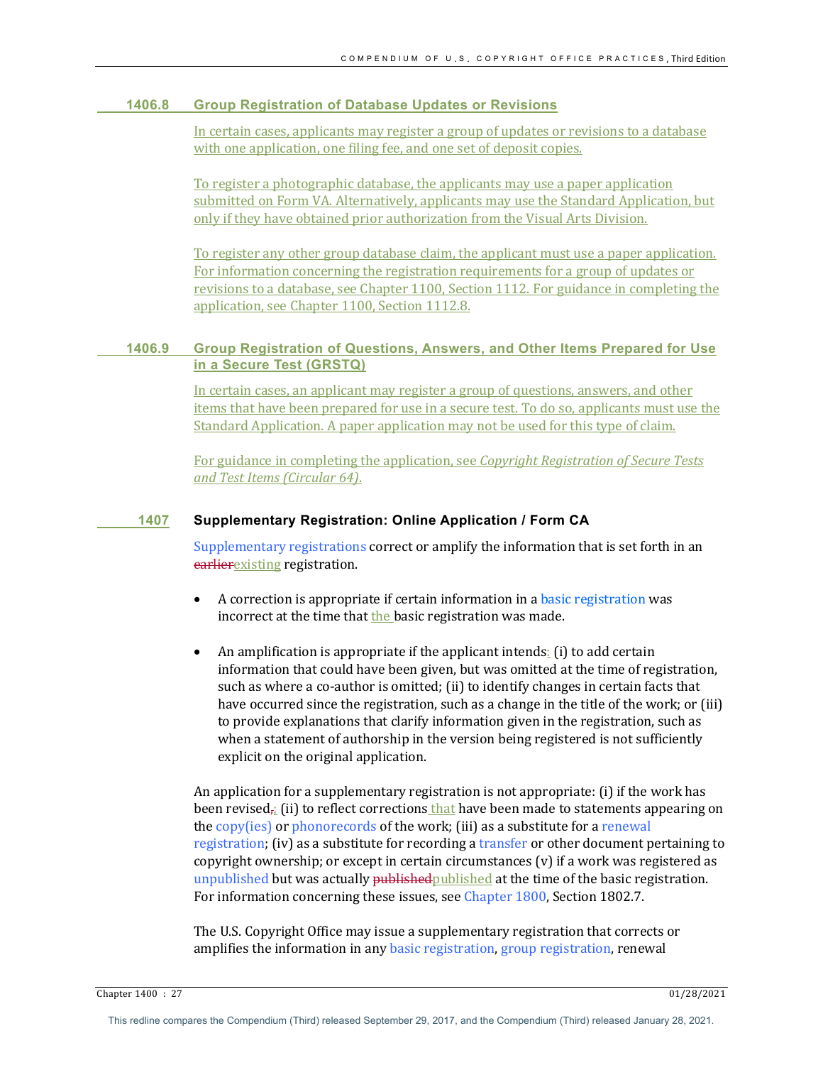### 1406.8 Group Registration of Database Updates or Revisions

In certain cases, applicants may register a group of updates or revisions to a database with one application, one filing fee, and one set of deposit copies.

To register a photographic database, the applicants may use a paper application submitted on Form VA. Alternatively, applicants may use the Standard Application, but only if they have obtained prior authorization from the Visual Arts Division.

To register any other group database claim, the applicant must use a paper application. For information concerning the registration requirements for a group of updates or revisions to a database, see Chapter 1100, Section 1112. For guidance in completing the application, see Chapter 1100, Section 1112.8.

### 1406.9 Group Registration of Questions, Answers, and Other Items Prepared for Use in a Secure Test (GRSTQ)

In certain cases, an applicant may register a group of questions, answers, and other items that have been prepared for use in a secure test. To do so, applicants must use the Standard Application. A paper application may not be used for this type of claim.

For guidance in completing the application, see *Copyright Registration of Secure Tests and Test Items (Circular 64)*.

### 1407 Supplementary Registration: Online Application / Form CA

Supplementary registrations correct or amplify the information that is set forth in an ~~earlier~~existing registration.

- A correction is appropriate if certain information in a basic registration was incorrect at the time that the basic registration was made.
- An amplification is appropriate if the applicant intends: (i) to add certain information that could have been given, but was omitted at the time of registration, such as where a co-author is omitted; (ii) to identify changes in certain facts that have occurred since the registration, such as a change in the title of the work; or (iii) to provide explanations that clarify information given in the registration, such as when a statement of authorship in the version being registered is not sufficiently explicit on the original application.

An application for a supplementary registration is not appropriate: (i) if the work has been revised~~,~~; (ii) to reflect corrections that have been made to statements appearing on the copy(ies) or phonorecords of the work; (iii) as a substitute for a renewal registration; (iv) as a substitute for recording a transfer or other document pertaining to copyright ownership; or except in certain circumstances (v) if a work was registered as unpublished but was actually ~~published~~published at the time of the basic registration. For information concerning these issues, see Chapter 1800, Section 1802.7.

The U.S. Copyright Office may issue a supplementary registration that corrects or amplifies the information in any basic registration, group registration, renewal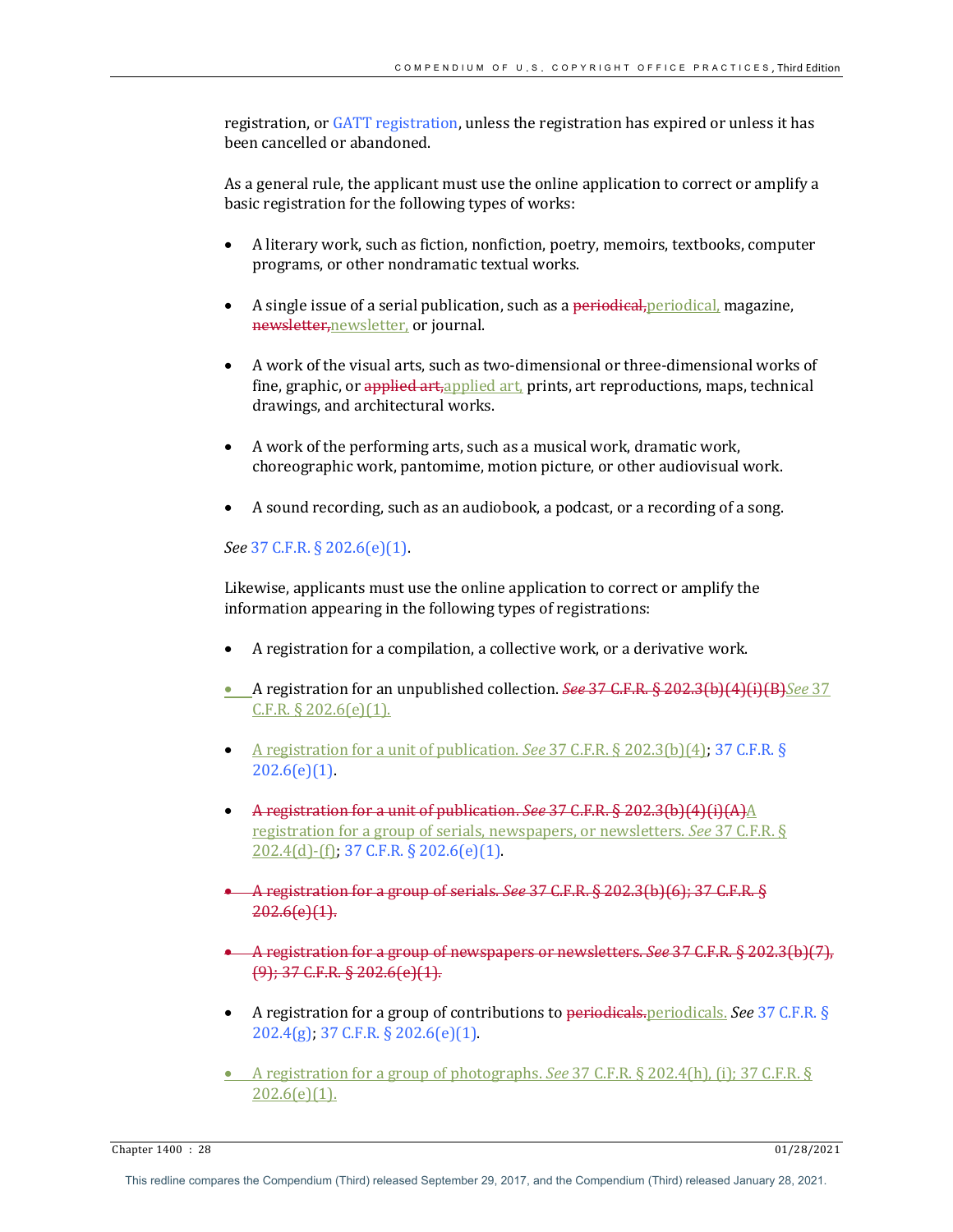registration, or GATT registration, unless the registration has expired or unless it has been cancelled or abandoned.

As a general rule, the applicant must use the online application to correct or amplify a basic registration for the following types of works:

- A literary work, such as fiction, nonfiction, poetry, memoirs, textbooks, computer programs, or other nondramatic textual works.
- A single issue of a serial publication, such as a ~~periodical,~~periodical, magazine, ~~newsletter,~~newsletter, or journal.
- A work of the visual arts, such as two-dimensional or three-dimensional works of fine, graphic, or ~~applied art,~~applied art, prints, art reproductions, maps, technical drawings, and architectural works.
- A work of the performing arts, such as a musical work, dramatic work, choreographic work, pantomime, motion picture, or other audiovisual work.
- A sound recording, such as an audiobook, a podcast, or a recording of a song.

*See* 37 C.F.R. § 202.6(e)(1).

Likewise, applicants must use the online application to correct or amplify the information appearing in the following types of registrations:

- A registration for a compilation, a collective work, or a derivative work.
- A registration for an unpublished collection. ~~*See* 37 C.F.R. § 202.3(b)(4)(i)(B)~~*See* 37 C.F.R. § 202.6(e)(1).
- A registration for a unit of publication. *See* 37 C.F.R. § 202.3(b)(4); 37 C.F.R. § 202.6(e)(1).
- ~~A registration for a unit of publication. *See* 37 C.F.R. § 202.3(b)(4)(i)(A)~~A registration for a group of serials, newspapers, or newsletters. *See* 37 C.F.R. § 202.4(d)-(f); 37 C.F.R. § 202.6(e)(1).
- ~~A registration for a group of serials. *See* 37 C.F.R. § 202.3(b)(6); 37 C.F.R. § 202.6(e)(1).~~
- ~~A registration for a group of newspapers or newsletters. *See* 37 C.F.R. § 202.3(b)(7), (9); 37 C.F.R. § 202.6(e)(1).~~
- A registration for a group of contributions to ~~periodicals.~~periodicals. *See* 37 C.F.R. § 202.4(g); 37 C.F.R. § 202.6(e)(1).
- A registration for a group of photographs. *See* 37 C.F.R. § 202.4(h), (i); 37 C.F.R. § 202.6(e)(1).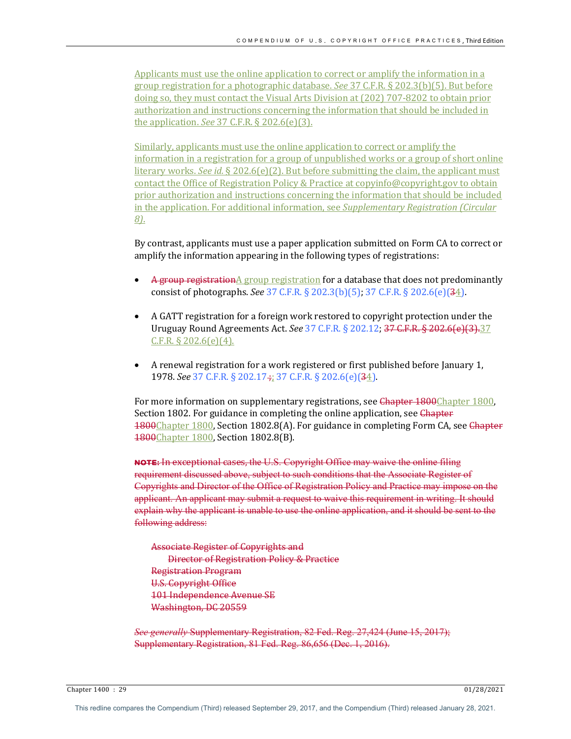Applicants must use the online application to correct or amplify the information in a group registration for a photographic database. *See* 37 C.F.R. § 202.3(b)(5). But before doing so, they must contact the Visual Arts Division at (202) 707-8202 to obtain prior authorization and instructions concerning the information that should be included in the application. *See* 37 C.F.R. § 202.6(e)(3).

Similarly, applicants must use the online application to correct or amplify the information in a registration for a group of unpublished works or a group of short online literary works. *See id.* § 202.6(e)(2). But before submitting the claim, the applicant must contact the Office of Registration Policy & Practice at copyinfo@copyright.gov to obtain prior authorization and instructions concerning the information that should be included in the application. For additional information, see *Supplementary Registration (Circular 8)*.

By contrast, applicants must use a paper application submitted on Form CA to correct or amplify the information appearing in the following types of registrations:

- ~~A group registration~~A group registration for a database that does not predominantly consist of photographs. *See* 37 C.F.R. § 202.3(b)(5); 37 C.F.R. § 202.6(e)(~~3~~4).

- A GATT registration for a foreign work restored to copyright protection under the Uruguay Round Agreements Act. *See* 37 C.F.R. § 202.12; ~~37 C.F.R. § 202.6(e)(3).~~37 C.F.R. § 202.6(e)(4).

- A renewal registration for a work registered or first published before January 1, 1978. *See* 37 C.F.R. § 202.17~~,~~; 37 C.F.R. § 202.6(e)(~~3~~4).

For more information on supplementary registrations, see ~~Chapter 1800~~Chapter 1800, Section 1802. For guidance in completing the online application, see ~~Chapter 1800~~Chapter 1800, Section 1802.8(A). For guidance in completing Form CA, see ~~Chapter 1800~~Chapter 1800, Section 1802.8(B).

~~**NOTE:** In exceptional cases, the U.S. Copyright Office may waive the online filing requirement discussed above, subject to such conditions that the Associate Register of Copyrights and Director of the Office of Registration Policy and Practice may impose on the applicant. An applicant may submit a request to waive this requirement in writing. It should explain why the applicant is unable to use the online application, and it should be sent to the following address:~~

~~Associate Register of Copyrights and~~
~~Director of Registration Policy & Practice~~
~~Registration Program~~
~~U.S. Copyright Office~~
~~101 Independence Avenue SE~~
~~Washington, DC 20559~~

~~*See generally* Supplementary Registration, 82 Fed. Reg. 27,424 (June 15, 2017); Supplementary Registration, 81 Fed. Reg. 86,656 (Dec. 1, 2016).~~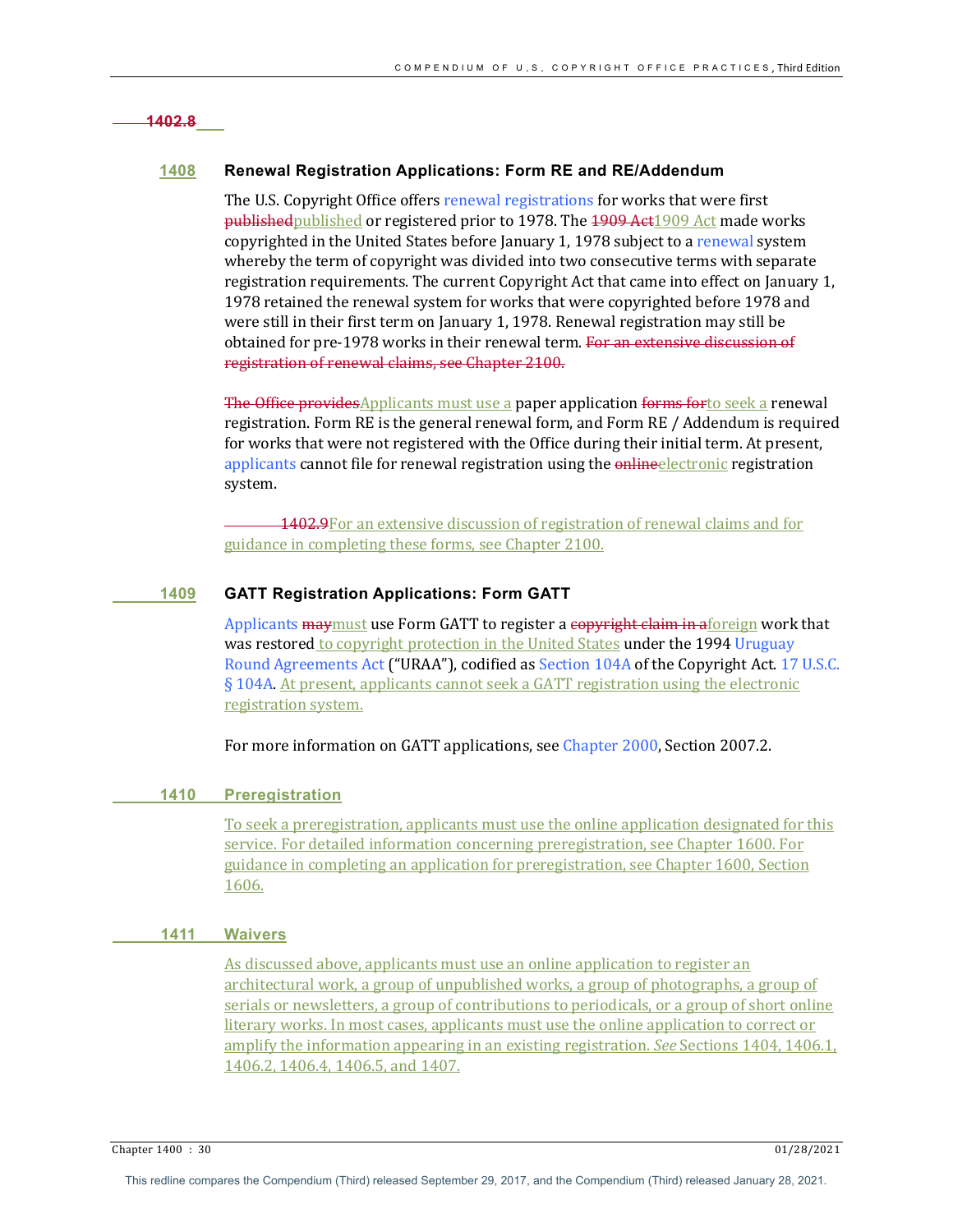~~1402.8~~

## 1408 Renewal Registration Applications: Form RE and RE/Addendum

The U.S. Copyright Office offers renewal registrations for works that were first ~~published~~published or registered prior to 1978. The ~~1909 Act~~1909 Act made works copyrighted in the United States before January 1, 1978 subject to a renewal system whereby the term of copyright was divided into two consecutive terms with separate registration requirements. The current Copyright Act that came into effect on January 1, 1978 retained the renewal system for works that were copyrighted before 1978 and were still in their first term on January 1, 1978. Renewal registration may still be obtained for pre-1978 works in their renewal term. ~~For an extensive discussion of registration of renewal claims, see Chapter 2100.~~

~~The Office provides~~Applicants must use a paper application ~~forms for~~to seek a renewal registration. Form RE is the general renewal form, and Form RE / Addendum is required for works that were not registered with the Office during their initial term. At present, applicants cannot file for renewal registration using the ~~online~~electronic registration system.

~~1402.9~~For an extensive discussion of registration of renewal claims and for guidance in completing these forms, see Chapter 2100.

## 1409 GATT Registration Applications: Form GATT

Applicants ~~may~~must use Form GATT to register a ~~copyright claim in a~~foreign work that was restored to copyright protection in the United States under the 1994 Uruguay Round Agreements Act ("URAA"), codified as Section 104A of the Copyright Act. 17 U.S.C. § 104A. At present, applicants cannot seek a GATT registration using the electronic registration system.

For more information on GATT applications, see Chapter 2000, Section 2007.2.

## 1410 Preregistration

To seek a preregistration, applicants must use the online application designated for this service. For detailed information concerning preregistration, see Chapter 1600. For guidance in completing an application for preregistration, see Chapter 1600, Section 1606.

## 1411 Waivers

As discussed above, applicants must use an online application to register an architectural work, a group of unpublished works, a group of photographs, a group of serials or newsletters, a group of contributions to periodicals, or a group of short online literary works. In most cases, applicants must use the online application to correct or amplify the information appearing in an existing registration. *See* Sections 1404, 1406.1, 1406.2, 1406.4, 1406.5, and 1407.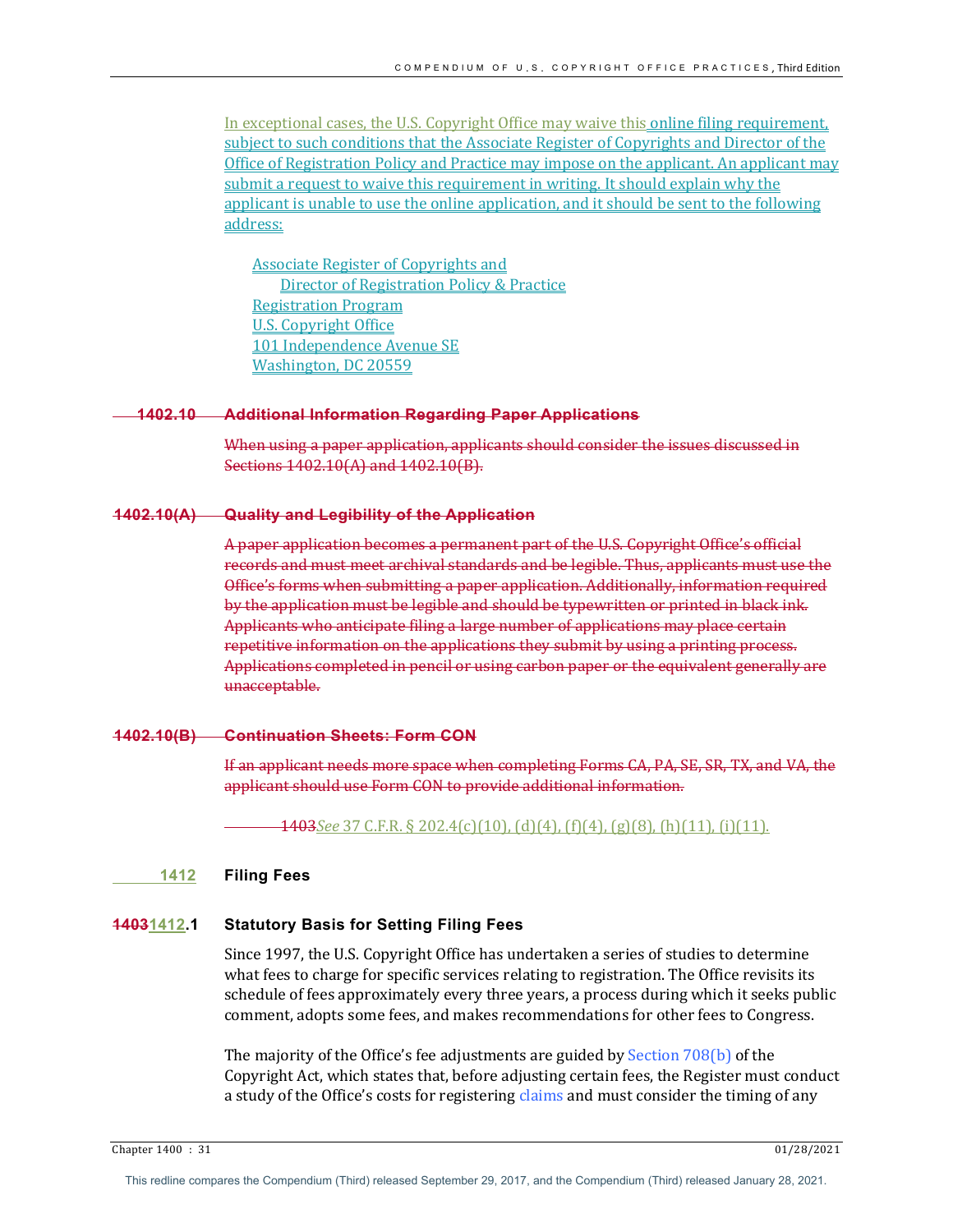In exceptional cases, the U.S. Copyright Office may waive this online filing requirement, subject to such conditions that the Associate Register of Copyrights and Director of the Office of Registration Policy and Practice may impose on the applicant. An applicant may submit a request to waive this requirement in writing. It should explain why the applicant is unable to use the online application, and it should be sent to the following address:

Associate Register of Copyrights and
Director of Registration Policy & Practice
Registration Program
U.S. Copyright Office
101 Independence Avenue SE
Washington, DC 20559

### ~~1402.10 Additional Information Regarding Paper Applications~~

~~When using a paper application, applicants should consider the issues discussed in Sections 1402.10(A) and 1402.10(B).~~

### ~~1402.10(A) Quality and Legibility of the Application~~

~~A paper application becomes a permanent part of the U.S. Copyright Office's official records and must meet archival standards and be legible. Thus, applicants must use the Office's forms when submitting a paper application. Additionally, information required by the application must be legible and should be typewritten or printed in black ink. Applicants who anticipate filing a large number of applications may place certain repetitive information on the applications they submit by using a printing process. Applications completed in pencil or using carbon paper or the equivalent generally are unacceptable.~~

### ~~1402.10(B) Continuation Sheets: Form CON~~

~~If an applicant needs more space when completing Forms CA, PA, SE, SR, TX, and VA, the applicant should use Form CON to provide additional information.~~

~~1403~~*See* 37 C.F.R. § 202.4(c)(10), (d)(4), (f)(4), (g)(8), (h)(11), (i)(11).

## 1412 Filing Fees

### ~~1403~~1412.1 Statutory Basis for Setting Filing Fees

Since 1997, the U.S. Copyright Office has undertaken a series of studies to determine what fees to charge for specific services relating to registration. The Office revisits its schedule of fees approximately every three years, a process during which it seeks public comment, adopts some fees, and makes recommendations for other fees to Congress.

The majority of the Office's fee adjustments are guided by Section 708(b) of the Copyright Act, which states that, before adjusting certain fees, the Register must conduct a study of the Office's costs for registering claims and must consider the timing of any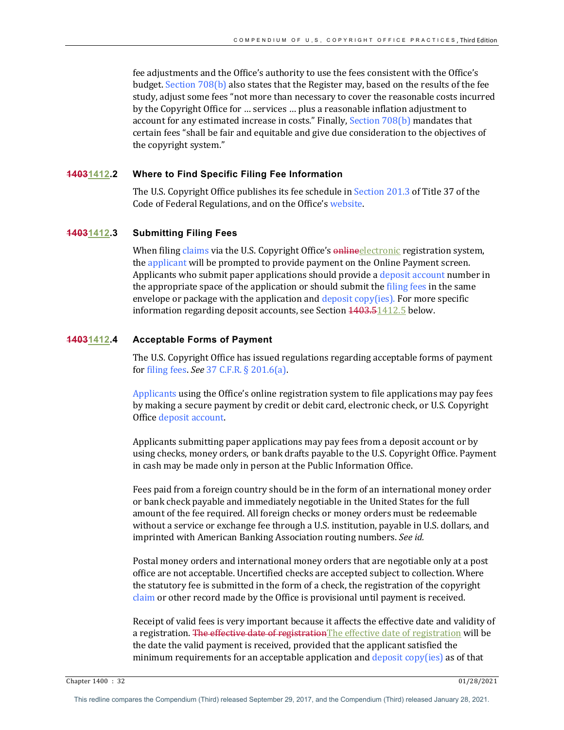fee adjustments and the Office's authority to use the fees consistent with the Office's budget. Section 708(b) also states that the Register may, based on the results of the fee study, adjust some fees "not more than necessary to cover the reasonable costs incurred by the Copyright Office for … services … plus a reasonable inflation adjustment to account for any estimated increase in costs." Finally, Section 708(b) mandates that certain fees "shall be fair and equitable and give due consideration to the objectives of the copyright system."

### ~~1403~~1412.2 Where to Find Specific Filing Fee Information

The U.S. Copyright Office publishes its fee schedule in Section 201.3 of Title 37 of the Code of Federal Regulations, and on the Office's website.

### ~~1403~~1412.3 Submitting Filing Fees

When filing claims via the U.S. Copyright Office's ~~online~~electronic registration system, the applicant will be prompted to provide payment on the Online Payment screen. Applicants who submit paper applications should provide a deposit account number in the appropriate space of the application or should submit the filing fees in the same envelope or package with the application and deposit copy(ies). For more specific information regarding deposit accounts, see Section ~~1403.5~~1412.5 below.

### ~~1403~~1412.4 Acceptable Forms of Payment

The U.S. Copyright Office has issued regulations regarding acceptable forms of payment for filing fees. *See* 37 C.F.R. § 201.6(a).

Applicants using the Office's online registration system to file applications may pay fees by making a secure payment by credit or debit card, electronic check, or U.S. Copyright Office deposit account.

Applicants submitting paper applications may pay fees from a deposit account or by using checks, money orders, or bank drafts payable to the U.S. Copyright Office. Payment in cash may be made only in person at the Public Information Office.

Fees paid from a foreign country should be in the form of an international money order or bank check payable and immediately negotiable in the United States for the full amount of the fee required. All foreign checks or money orders must be redeemable without a service or exchange fee through a U.S. institution, payable in U.S. dollars, and imprinted with American Banking Association routing numbers. *See id.*

Postal money orders and international money orders that are negotiable only at a post office are not acceptable. Uncertified checks are accepted subject to collection. Where the statutory fee is submitted in the form of a check, the registration of the copyright claim or other record made by the Office is provisional until payment is received.

Receipt of valid fees is very important because it affects the effective date and validity of a registration. ~~The effective date of registration~~The effective date of registration will be the date the valid payment is received, provided that the applicant satisfied the minimum requirements for an acceptable application and deposit copy(ies) as of that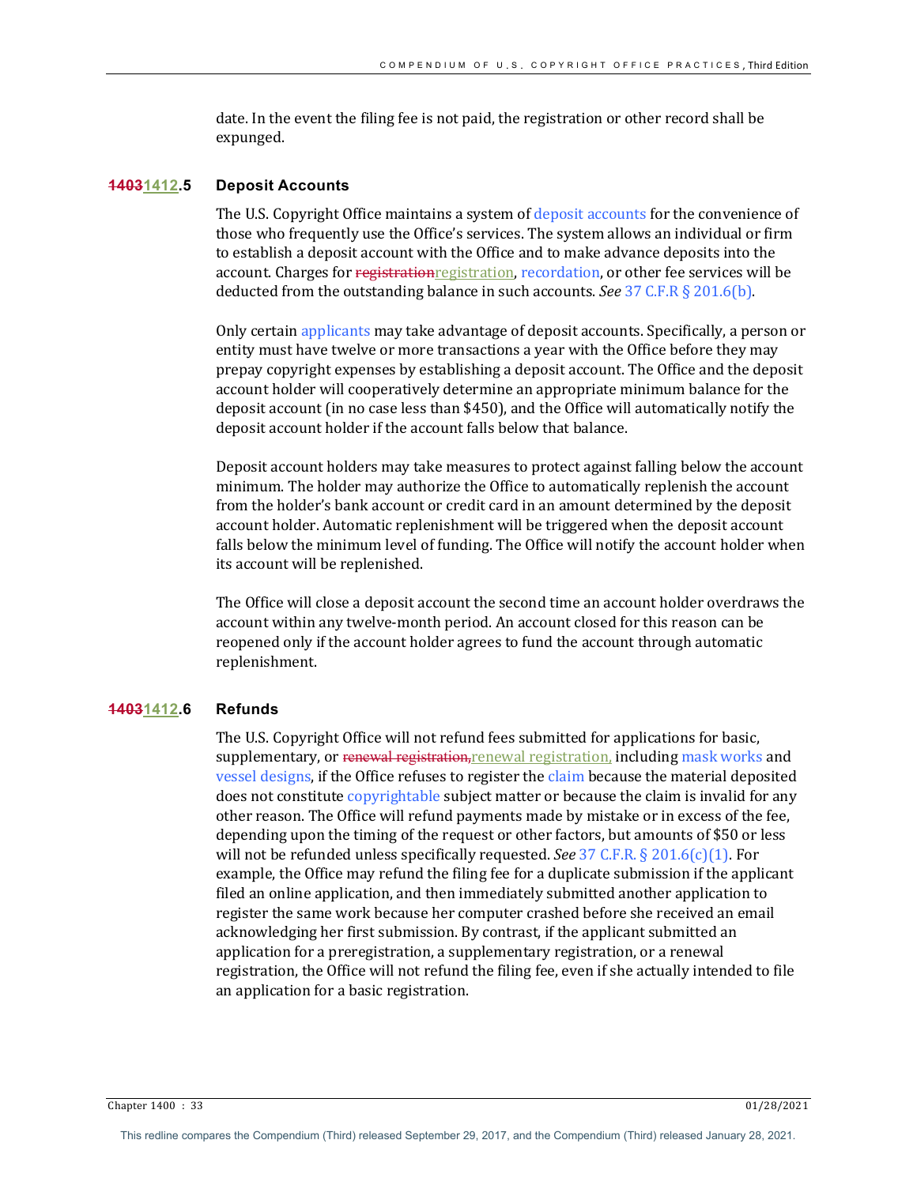date. In the event the filing fee is not paid, the registration or other record shall be expunged.

### ~~1403~~1412.5 Deposit Accounts

The U.S. Copyright Office maintains a system of deposit accounts for the convenience of those who frequently use the Office's services. The system allows an individual or firm to establish a deposit account with the Office and to make advance deposits into the account. Charges for ~~registration~~registration, recordation, or other fee services will be deducted from the outstanding balance in such accounts. *See* 37 C.F.R § 201.6(b).

Only certain applicants may take advantage of deposit accounts. Specifically, a person or entity must have twelve or more transactions a year with the Office before they may prepay copyright expenses by establishing a deposit account. The Office and the deposit account holder will cooperatively determine an appropriate minimum balance for the deposit account (in no case less than $450), and the Office will automatically notify the deposit account holder if the account falls below that balance.

Deposit account holders may take measures to protect against falling below the account minimum. The holder may authorize the Office to automatically replenish the account from the holder's bank account or credit card in an amount determined by the deposit account holder. Automatic replenishment will be triggered when the deposit account falls below the minimum level of funding. The Office will notify the account holder when its account will be replenished.

The Office will close a deposit account the second time an account holder overdraws the account within any twelve-month period. An account closed for this reason can be reopened only if the account holder agrees to fund the account through automatic replenishment.

### ~~1403~~1412.6 Refunds

The U.S. Copyright Office will not refund fees submitted for applications for basic, supplementary, or ~~renewal registration,~~renewal registration, including mask works and vessel designs, if the Office refuses to register the claim because the material deposited does not constitute copyrightable subject matter or because the claim is invalid for any other reason. The Office will refund payments made by mistake or in excess of the fee, depending upon the timing of the request or other factors, but amounts of $50 or less will not be refunded unless specifically requested. *See* 37 C.F.R. § 201.6(c)(1). For example, the Office may refund the filing fee for a duplicate submission if the applicant filed an online application, and then immediately submitted another application to register the same work because her computer crashed before she received an email acknowledging her first submission. By contrast, if the applicant submitted an application for a preregistration, a supplementary registration, or a renewal registration, the Office will not refund the filing fee, even if she actually intended to file an application for a basic registration.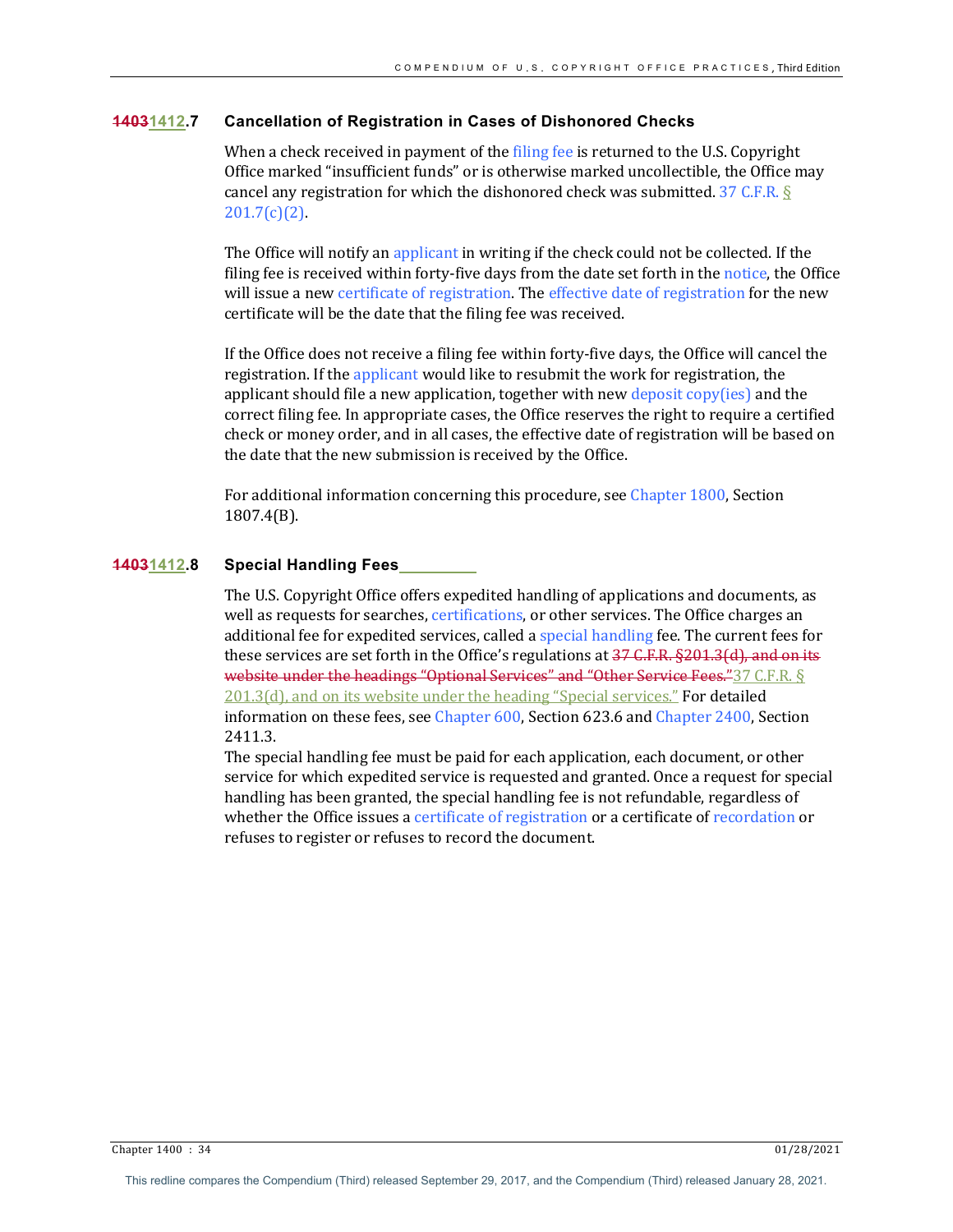## ~~1403~~1412.7 Cancellation of Registration in Cases of Dishonored Checks

When a check received in payment of the filing fee is returned to the U.S. Copyright Office marked "insufficient funds" or is otherwise marked uncollectible, the Office may cancel any registration for which the dishonored check was submitted. 37 C.F.R. § 201.7(c)(2).

The Office will notify an applicant in writing if the check could not be collected. If the filing fee is received within forty-five days from the date set forth in the notice, the Office will issue a new certificate of registration. The effective date of registration for the new certificate will be the date that the filing fee was received.

If the Office does not receive a filing fee within forty-five days, the Office will cancel the registration. If the applicant would like to resubmit the work for registration, the applicant should file a new application, together with new deposit copy(ies) and the correct filing fee. In appropriate cases, the Office reserves the right to require a certified check or money order, and in all cases, the effective date of registration will be based on the date that the new submission is received by the Office.

For additional information concerning this procedure, see Chapter 1800, Section 1807.4(B).

## ~~1403~~1412.8 Special Handling Fees

The U.S. Copyright Office offers expedited handling of applications and documents, as well as requests for searches, certifications, or other services. The Office charges an additional fee for expedited services, called a special handling fee. The current fees for these services are set forth in the Office's regulations at ~~37 C.F.R. §201.3(d), and on its website under the headings "Optional Services" and "Other Service Fees."~~37 C.F.R. § 201.3(d), and on its website under the heading "Special services." For detailed information on these fees, see Chapter 600, Section 623.6 and Chapter 2400, Section 2411.3.

The special handling fee must be paid for each application, each document, or other service for which expedited service is requested and granted. Once a request for special handling has been granted, the special handling fee is not refundable, regardless of whether the Office issues a certificate of registration or a certificate of recordation or refuses to register or refuses to record the document.